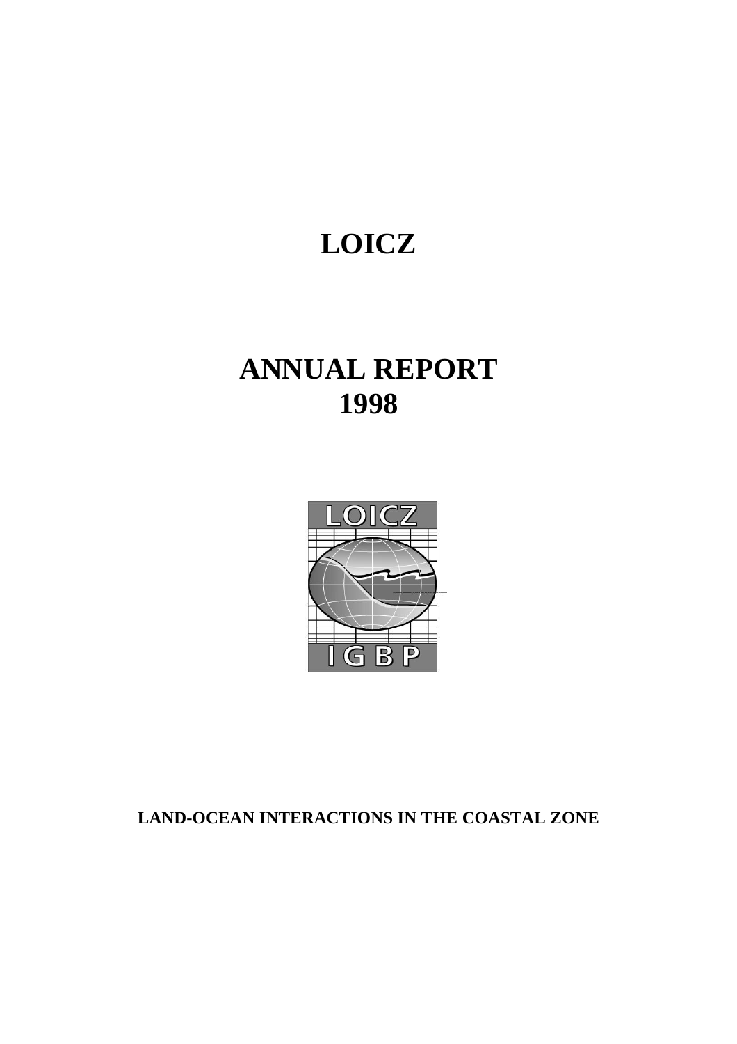# LOICZ

# ANNUAL REPORT 1998

**LAND-OCEAN INTERACTIONS IN THE COASTAL ZONE**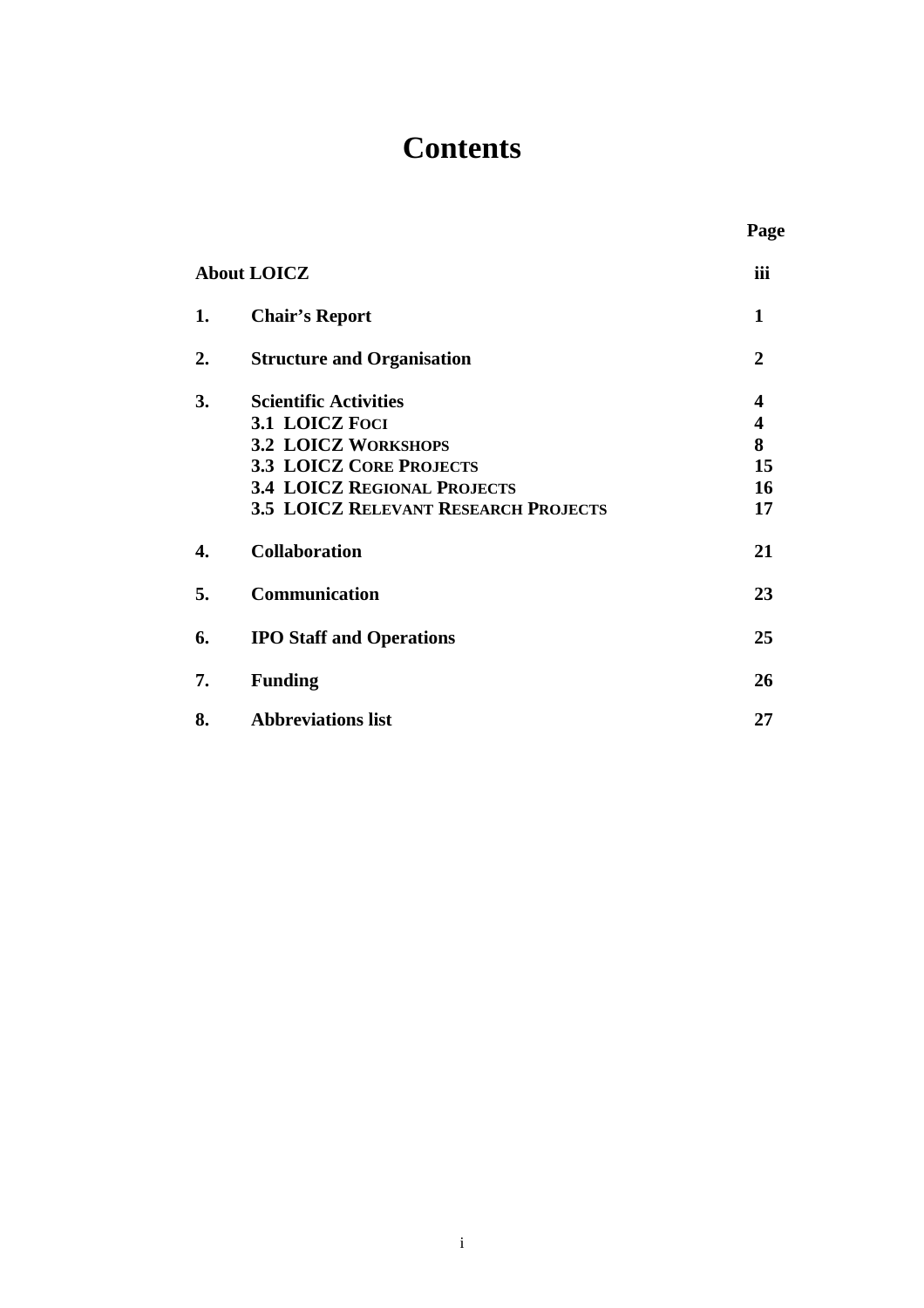# Contents

| | | Page |
|---|---|---|
| **About LOICZ** | | **iii** |
| **1.** | **Chair's Report** | **1** |
| **2.** | **Structure and Organisation** | **2** |
| **3.** | **Scientific Activities** | **4** |
| | **3.1 LOICZ Foci** | **4** |
| | **3.2 LOICZ Workshops** | **8** |
| | **3.3 LOICZ Core Projects** | **15** |
| | **3.4 LOICZ Regional Projects** | **16** |
| | **3.5 LOICZ Relevant Research Projects** | **17** |
| **4.** | **Collaboration** | **21** |
| **5.** | **Communication** | **23** |
| **6.** | **IPO Staff and Operations** | **25** |
| **7.** | **Funding** | **26** |
| **8.** | **Abbreviations list** | **27** |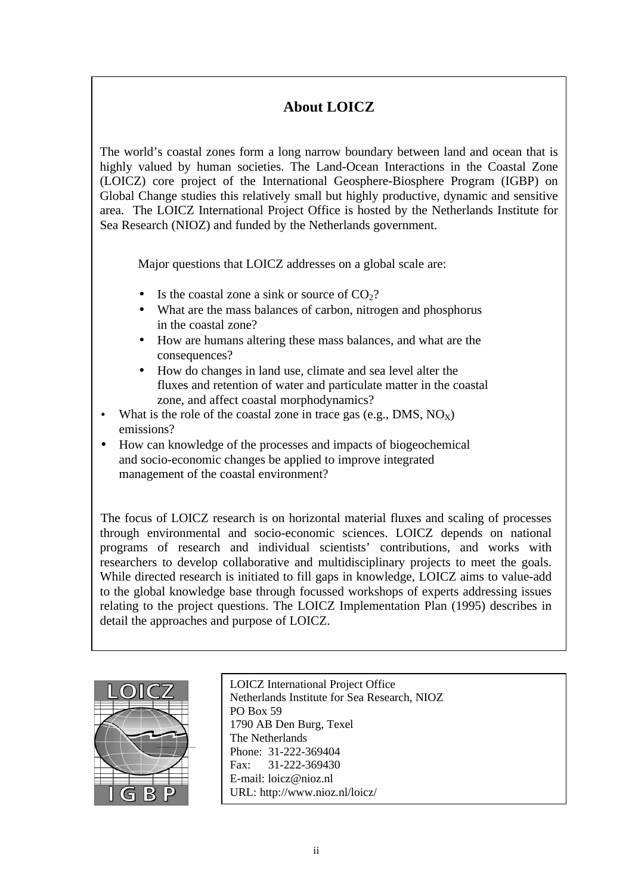## About LOICZ

The world's coastal zones form a long narrow boundary between land and ocean that is highly valued by human societies. The Land-Ocean Interactions in the Coastal Zone (LOICZ) core project of the International Geosphere-Biosphere Program (IGBP) on Global Change studies this relatively small but highly productive, dynamic and sensitive area. The LOICZ International Project Office is hosted by the Netherlands Institute for Sea Research (NIOZ) and funded by the Netherlands government.

Major questions that LOICZ addresses on a global scale are:

- Is the coastal zone a sink or source of $CO_2$?
- What are the mass balances of carbon, nitrogen and phosphorus in the coastal zone?
- How are humans altering these mass balances, and what are the consequences?
- How do changes in land use, climate and sea level alter the fluxes and retention of water and particulate matter in the coastal zone, and affect coastal morphodynamics?
- What is the role of the coastal zone in trace gas (e.g., DMS, $NO_X$) emissions?
- How can knowledge of the processes and impacts of biogeochemical and socio-economic changes be applied to improve integrated management of the coastal environment?

The focus of LOICZ research is on horizontal material fluxes and scaling of processes through environmental and socio-economic sciences. LOICZ depends on national programs of research and individual scientists' contributions, and works with researchers to develop collaborative and multidisciplinary projects to meet the goals. While directed research is initiated to fill gaps in knowledge, LOICZ aims to value-add to the global knowledge base through focussed workshops of experts addressing issues relating to the project questions. The LOICZ Implementation Plan (1995) describes in detail the approaches and purpose of LOICZ.

LOICZ International Project Office
Netherlands Institute for Sea Research, NIOZ
PO Box 59
1790 AB Den Burg, Texel
The Netherlands
Phone: 31-222-369404
Fax: 31-222-369430
E-mail: loicz@nioz.nl
URL: http://www.nioz.nl/loicz/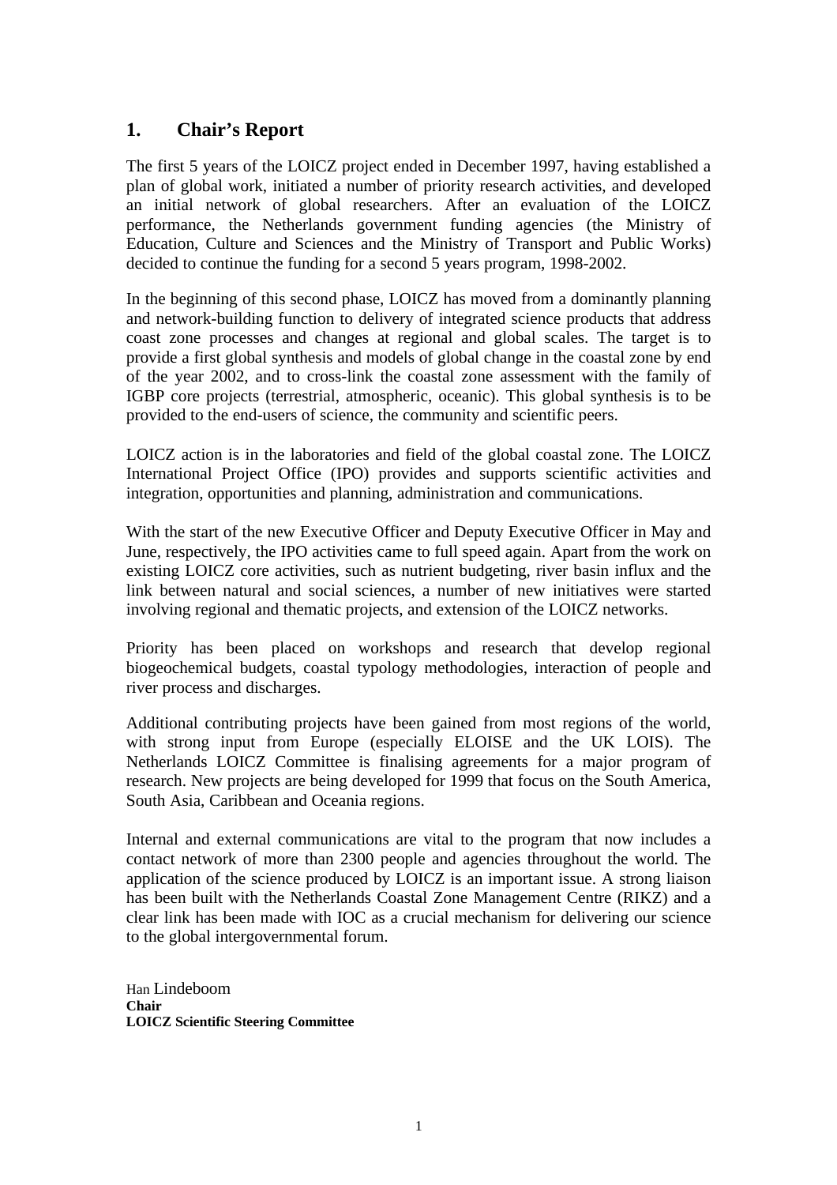# 1. Chair's Report

The first 5 years of the LOICZ project ended in December 1997, having established a plan of global work, initiated a number of priority research activities, and developed an initial network of global researchers. After an evaluation of the LOICZ performance, the Netherlands government funding agencies (the Ministry of Education, Culture and Sciences and the Ministry of Transport and Public Works) decided to continue the funding for a second 5 years program, 1998-2002.

In the beginning of this second phase, LOICZ has moved from a dominantly planning and network-building function to delivery of integrated science products that address coast zone processes and changes at regional and global scales. The target is to provide a first global synthesis and models of global change in the coastal zone by end of the year 2002, and to cross-link the coastal zone assessment with the family of IGBP core projects (terrestrial, atmospheric, oceanic). This global synthesis is to be provided to the end-users of science, the community and scientific peers.

LOICZ action is in the laboratories and field of the global coastal zone. The LOICZ International Project Office (IPO) provides and supports scientific activities and integration, opportunities and planning, administration and communications.

With the start of the new Executive Officer and Deputy Executive Officer in May and June, respectively, the IPO activities came to full speed again. Apart from the work on existing LOICZ core activities, such as nutrient budgeting, river basin influx and the link between natural and social sciences, a number of new initiatives were started involving regional and thematic projects, and extension of the LOICZ networks.

Priority has been placed on workshops and research that develop regional biogeochemical budgets, coastal typology methodologies, interaction of people and river process and discharges.

Additional contributing projects have been gained from most regions of the world, with strong input from Europe (especially ELOISE and the UK LOIS). The Netherlands LOICZ Committee is finalising agreements for a major program of research. New projects are being developed for 1999 that focus on the South America, South Asia, Caribbean and Oceania regions.

Internal and external communications are vital to the program that now includes a contact network of more than 2300 people and agencies throughout the world. The application of the science produced by LOICZ is an important issue. A strong liaison has been built with the Netherlands Coastal Zone Management Centre (RIKZ) and a clear link has been made with IOC as a crucial mechanism for delivering our science to the global intergovernmental forum.

Han Lindeboom  
**Chair**  
**LOICZ Scientific Steering Committee**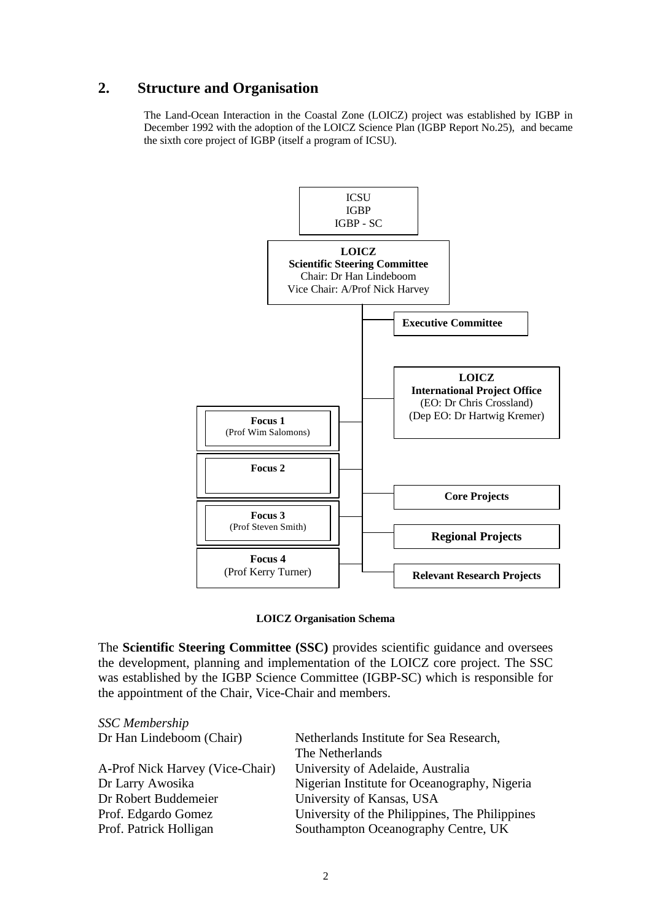## 2. Structure and Organisation

The Land-Ocean Interaction in the Coastal Zone (LOICZ) project was established by IGBP in December 1992 with the adoption of the LOICZ Science Plan (IGBP Report No.25), and became the sixth core project of IGBP (itself a program of ICSU).

ICSU
IGBP
IGBP - SC

**LOICZ**
**Scientific Steering Committee**
Chair: Dr Han Lindeboom
Vice Chair: A/Prof Nick Harvey

**Executive Committee**

**LOICZ**
**International Project Office**
(EO: Dr Chris Crossland)
(Dep EO: Dr Hartwig Kremer)

**Focus 1**
(Prof Wim Salomons)

**Focus 2**

**Focus 3**
(Prof Steven Smith)

**Focus 4**
(Prof Kerry Turner)

**Core Projects**

**Regional Projects**

**Relevant Research Projects**

**LOICZ Organisation Schema**

The **Scientific Steering Committee (SSC)** provides scientific guidance and oversees the development, planning and implementation of the LOICZ core project. The SSC was established by the IGBP Science Committee (IGBP-SC) which is responsible for the appointment of the Chair, Vice-Chair and members.

*SSC Membership*

| | |
|---|---|
| Dr Han Lindeboom (Chair) | Netherlands Institute for Sea Research, The Netherlands |
| A-Prof Nick Harvey (Vice-Chair) | University of Adelaide, Australia |
| Dr Larry Awosika | Nigerian Institute for Oceanography, Nigeria |
| Dr Robert Buddemeier | University of Kansas, USA |
| Prof. Edgardo Gomez | University of the Philippines, The Philippines |
| Prof. Patrick Holligan | Southampton Oceanography Centre, UK |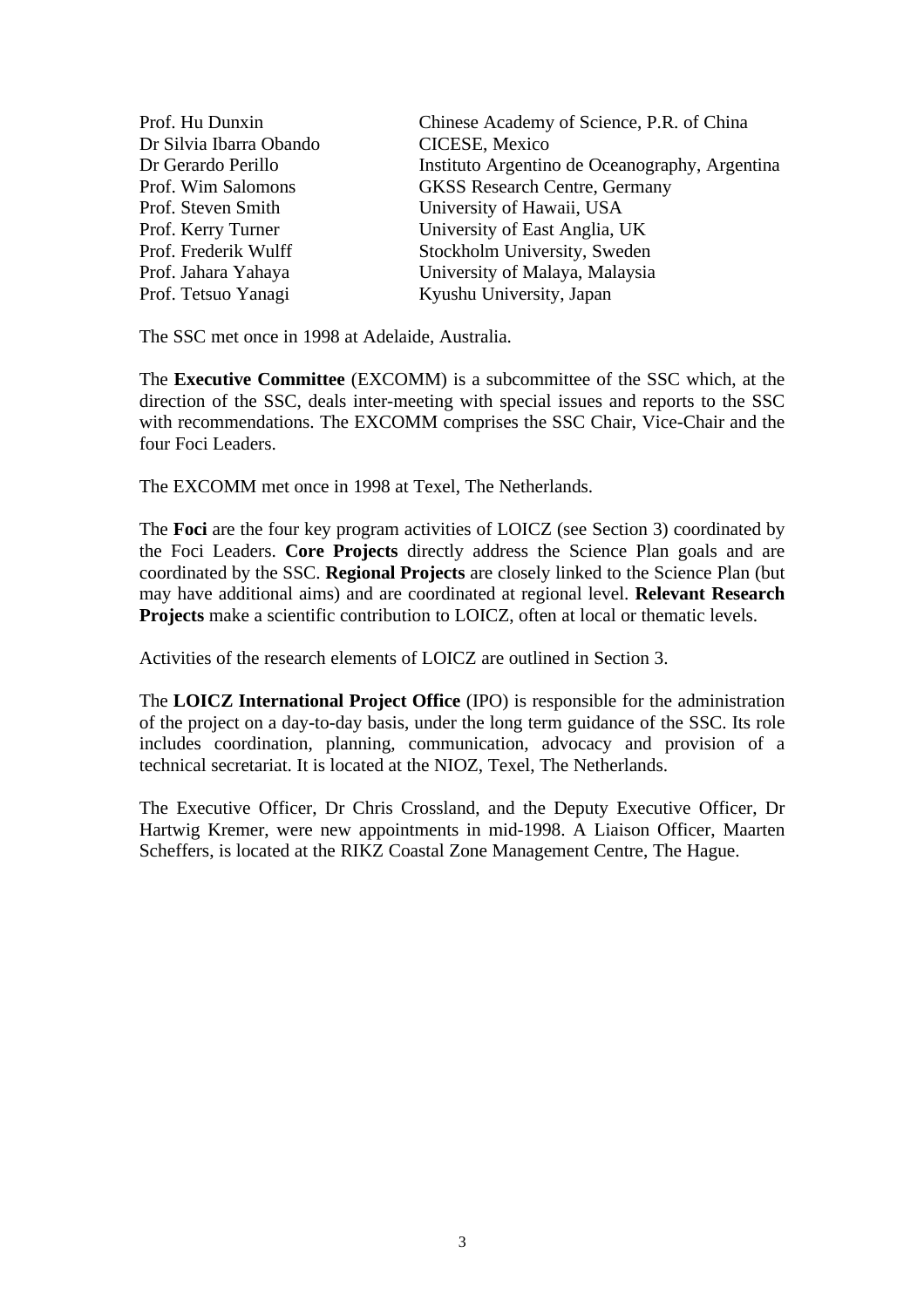| | |
|---|---|
| Prof. Hu Dunxin | Chinese Academy of Science, P.R. of China |
| Dr Silvia Ibarra Obando | CICESE, Mexico |
| Dr Gerardo Perillo | Instituto Argentino de Oceanography, Argentina |
| Prof. Wim Salomons | GKSS Research Centre, Germany |
| Prof. Steven Smith | University of Hawaii, USA |
| Prof. Kerry Turner | University of East Anglia, UK |
| Prof. Frederik Wulff | Stockholm University, Sweden |
| Prof. Jahara Yahaya | University of Malaya, Malaysia |
| Prof. Tetsuo Yanagi | Kyushu University, Japan |

The SSC met once in 1998 at Adelaide, Australia.

The **Executive Committee** (EXCOMM) is a subcommittee of the SSC which, at the direction of the SSC, deals inter-meeting with special issues and reports to the SSC with recommendations. The EXCOMM comprises the SSC Chair, Vice-Chair and the four Foci Leaders.

The EXCOMM met once in 1998 at Texel, The Netherlands.

The **Foci** are the four key program activities of LOICZ (see Section 3) coordinated by the Foci Leaders. **Core Projects** directly address the Science Plan goals and are coordinated by the SSC. **Regional Projects** are closely linked to the Science Plan (but may have additional aims) and are coordinated at regional level. **Relevant Research Projects** make a scientific contribution to LOICZ, often at local or thematic levels.

Activities of the research elements of LOICZ are outlined in Section 3.

The **LOICZ International Project Office** (IPO) is responsible for the administration of the project on a day-to-day basis, under the long term guidance of the SSC. Its role includes coordination, planning, communication, advocacy and provision of a technical secretariat. It is located at the NIOZ, Texel, The Netherlands.

The Executive Officer, Dr Chris Crossland, and the Deputy Executive Officer, Dr Hartwig Kremer, were new appointments in mid-1998. A Liaison Officer, Maarten Scheffers, is located at the RIKZ Coastal Zone Management Centre, The Hague.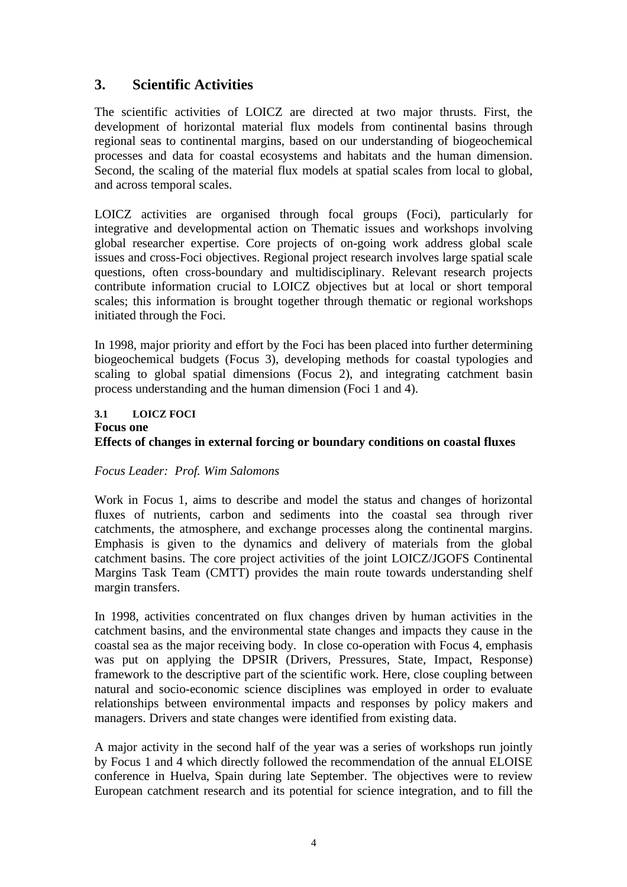# 3. Scientific Activities

The scientific activities of LOICZ are directed at two major thrusts. First, the development of horizontal material flux models from continental basins through regional seas to continental margins, based on our understanding of biogeochemical processes and data for coastal ecosystems and habitats and the human dimension. Second, the scaling of the material flux models at spatial scales from local to global, and across temporal scales.

LOICZ activities are organised through focal groups (Foci), particularly for integrative and developmental action on Thematic issues and workshops involving global researcher expertise. Core projects of on-going work address global scale issues and cross-Foci objectives. Regional project research involves large spatial scale questions, often cross-boundary and multidisciplinary. Relevant research projects contribute information crucial to LOICZ objectives but at local or short temporal scales; this information is brought together through thematic or regional workshops initiated through the Foci.

In 1998, major priority and effort by the Foci has been placed into further determining biogeochemical budgets (Focus 3), developing methods for coastal typologies and scaling to global spatial dimensions (Focus 2), and integrating catchment basin process understanding and the human dimension (Foci 1 and 4).

## 3.1 LOICZ FOCI

### Focus one

### Effects of changes in external forcing or boundary conditions on coastal fluxes

*Focus Leader: Prof. Wim Salomons*

Work in Focus 1, aims to describe and model the status and changes of horizontal fluxes of nutrients, carbon and sediments into the coastal sea through river catchments, the atmosphere, and exchange processes along the continental margins. Emphasis is given to the dynamics and delivery of materials from the global catchment basins. The core project activities of the joint LOICZ/JGOFS Continental Margins Task Team (CMTT) provides the main route towards understanding shelf margin transfers.

In 1998, activities concentrated on flux changes driven by human activities in the catchment basins, and the environmental state changes and impacts they cause in the coastal sea as the major receiving body. In close co-operation with Focus 4, emphasis was put on applying the DPSIR (Drivers, Pressures, State, Impact, Response) framework to the descriptive part of the scientific work. Here, close coupling between natural and socio-economic science disciplines was employed in order to evaluate relationships between environmental impacts and responses by policy makers and managers. Drivers and state changes were identified from existing data.

A major activity in the second half of the year was a series of workshops run jointly by Focus 1 and 4 which directly followed the recommendation of the annual ELOISE conference in Huelva, Spain during late September. The objectives were to review European catchment research and its potential for science integration, and to fill the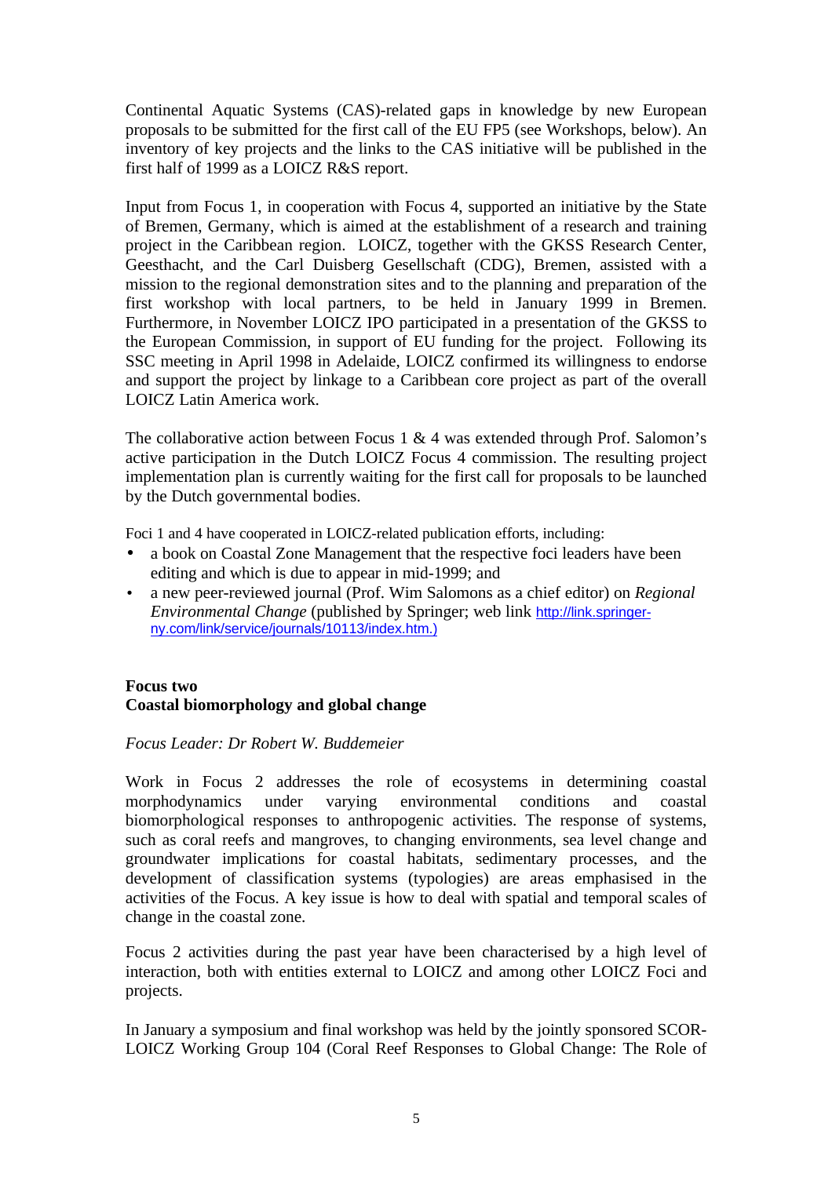Continental Aquatic Systems (CAS)-related gaps in knowledge by new European proposals to be submitted for the first call of the EU FP5 (see Workshops, below). An inventory of key projects and the links to the CAS initiative will be published in the first half of 1999 as a LOICZ R&S report.

Input from Focus 1, in cooperation with Focus 4, supported an initiative by the State of Bremen, Germany, which is aimed at the establishment of a research and training project in the Caribbean region. LOICZ, together with the GKSS Research Center, Geesthacht, and the Carl Duisberg Gesellschaft (CDG), Bremen, assisted with a mission to the regional demonstration sites and to the planning and preparation of the first workshop with local partners, to be held in January 1999 in Bremen. Furthermore, in November LOICZ IPO participated in a presentation of the GKSS to the European Commission, in support of EU funding for the project. Following its SSC meeting in April 1998 in Adelaide, LOICZ confirmed its willingness to endorse and support the project by linkage to a Caribbean core project as part of the overall LOICZ Latin America work.

The collaborative action between Focus 1 & 4 was extended through Prof. Salomon's active participation in the Dutch LOICZ Focus 4 commission. The resulting project implementation plan is currently waiting for the first call for proposals to be launched by the Dutch governmental bodies.

Foci 1 and 4 have cooperated in LOICZ-related publication efforts, including:

- a book on Coastal Zone Management that the respective foci leaders have been editing and which is due to appear in mid-1999; and
- a new peer-reviewed journal (Prof. Wim Salomons as a chief editor) on *Regional Environmental Change* (published by Springer; web link http://link.springer-ny.com/link/service/journals/10113/index.htm.)

**Focus two**
**Coastal biomorphology and global change**

*Focus Leader: Dr Robert W. Buddemeier*

Work in Focus 2 addresses the role of ecosystems in determining coastal morphodynamics under varying environmental conditions and coastal biomorphological responses to anthropogenic activities. The response of systems, such as coral reefs and mangroves, to changing environments, sea level change and groundwater implications for coastal habitats, sedimentary processes, and the development of classification systems (typologies) are areas emphasised in the activities of the Focus. A key issue is how to deal with spatial and temporal scales of change in the coastal zone.

Focus 2 activities during the past year have been characterised by a high level of interaction, both with entities external to LOICZ and among other LOICZ Foci and projects.

In January a symposium and final workshop was held by the jointly sponsored SCOR-LOICZ Working Group 104 (Coral Reef Responses to Global Change: The Role of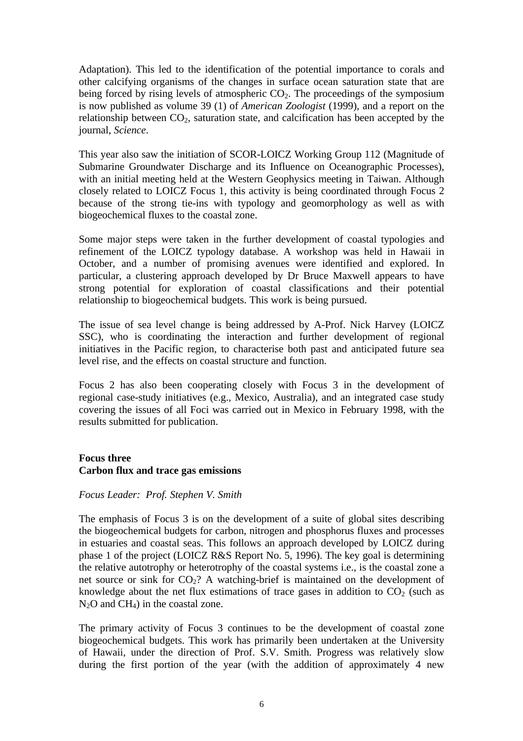Adaptation). This led to the identification of the potential importance to corals and other calcifying organisms of the changes in surface ocean saturation state that are being forced by rising levels of atmospheric $CO_2$. The proceedings of the symposium is now published as volume 39 (1) of *American Zoologist* (1999), and a report on the relationship between $CO_2$, saturation state, and calcification has been accepted by the journal, *Science*.

This year also saw the initiation of SCOR-LOICZ Working Group 112 (Magnitude of Submarine Groundwater Discharge and its Influence on Oceanographic Processes), with an initial meeting held at the Western Geophysics meeting in Taiwan. Although closely related to LOICZ Focus 1, this activity is being coordinated through Focus 2 because of the strong tie-ins with typology and geomorphology as well as with biogeochemical fluxes to the coastal zone.

Some major steps were taken in the further development of coastal typologies and refinement of the LOICZ typology database. A workshop was held in Hawaii in October, and a number of promising avenues were identified and explored. In particular, a clustering approach developed by Dr Bruce Maxwell appears to have strong potential for exploration of coastal classifications and their potential relationship to biogeochemical budgets. This work is being pursued.

The issue of sea level change is being addressed by A-Prof. Nick Harvey (LOICZ SSC), who is coordinating the interaction and further development of regional initiatives in the Pacific region, to characterise both past and anticipated future sea level rise, and the effects on coastal structure and function.

Focus 2 has also been cooperating closely with Focus 3 in the development of regional case-study initiatives (e.g., Mexico, Australia), and an integrated case study covering the issues of all Foci was carried out in Mexico in February 1998, with the results submitted for publication.

**Focus three**
**Carbon flux and trace gas emissions**

*Focus Leader: Prof. Stephen V. Smith*

The emphasis of Focus 3 is on the development of a suite of global sites describing the biogeochemical budgets for carbon, nitrogen and phosphorus fluxes and processes in estuaries and coastal seas. This follows an approach developed by LOICZ during phase 1 of the project (LOICZ R&S Report No. 5, 1996). The key goal is determining the relative autotrophy or heterotrophy of the coastal systems i.e., is the coastal zone a net source or sink for $CO_2$? A watching-brief is maintained on the development of knowledge about the net flux estimations of trace gases in addition to $CO_2$ (such as $N_2O$ and $CH_4$) in the coastal zone.

The primary activity of Focus 3 continues to be the development of coastal zone biogeochemical budgets. This work has primarily been undertaken at the University of Hawaii, under the direction of Prof. S.V. Smith. Progress was relatively slow during the first portion of the year (with the addition of approximately 4 new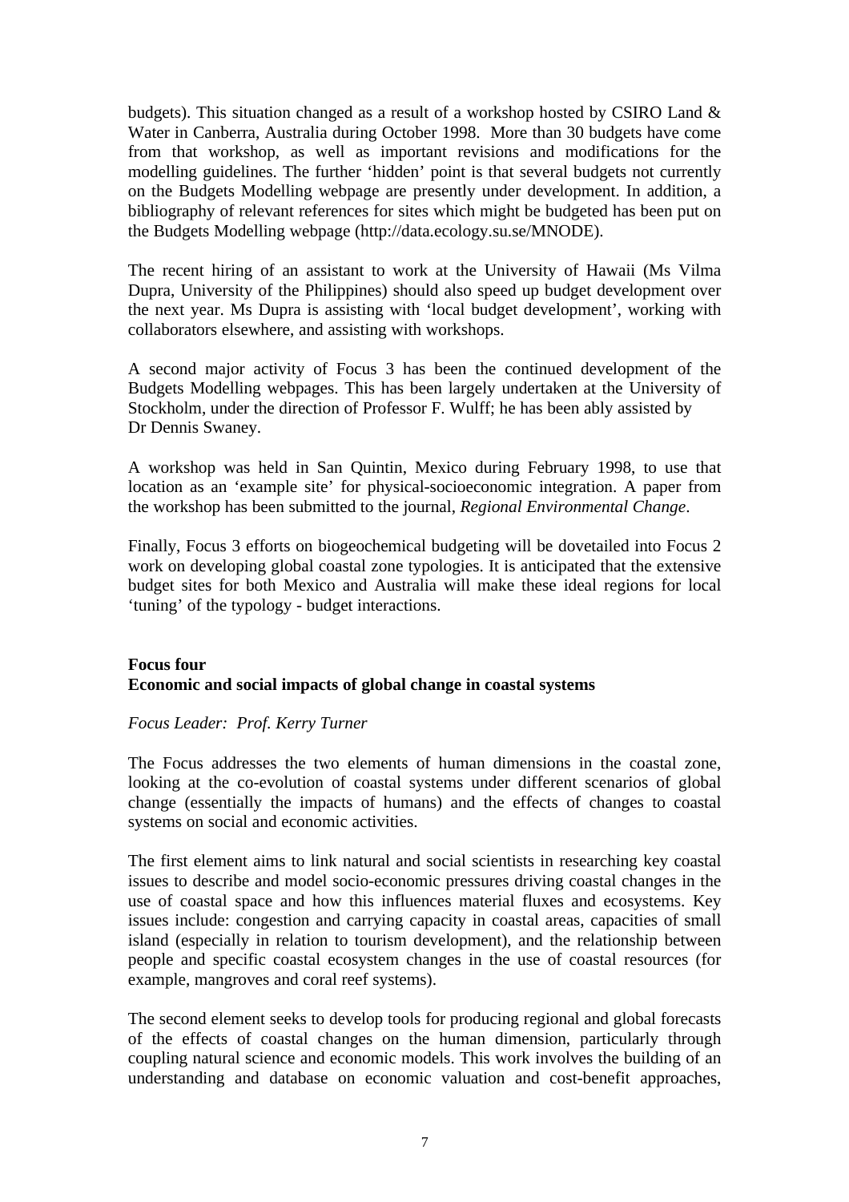budgets). This situation changed as a result of a workshop hosted by CSIRO Land & Water in Canberra, Australia during October 1998. More than 30 budgets have come from that workshop, as well as important revisions and modifications for the modelling guidelines. The further 'hidden' point is that several budgets not currently on the Budgets Modelling webpage are presently under development. In addition, a bibliography of relevant references for sites which might be budgeted has been put on the Budgets Modelling webpage (http://data.ecology.su.se/MNODE).

The recent hiring of an assistant to work at the University of Hawaii (Ms Vilma Dupra, University of the Philippines) should also speed up budget development over the next year. Ms Dupra is assisting with 'local budget development', working with collaborators elsewhere, and assisting with workshops.

A second major activity of Focus 3 has been the continued development of the Budgets Modelling webpages. This has been largely undertaken at the University of Stockholm, under the direction of Professor F. Wulff; he has been ably assisted by Dr Dennis Swaney.

A workshop was held in San Quintin, Mexico during February 1998, to use that location as an 'example site' for physical-socioeconomic integration. A paper from the workshop has been submitted to the journal, *Regional Environmental Change*.

Finally, Focus 3 efforts on biogeochemical budgeting will be dovetailed into Focus 2 work on developing global coastal zone typologies. It is anticipated that the extensive budget sites for both Mexico and Australia will make these ideal regions for local 'tuning' of the typology - budget interactions.

**Focus four**
**Economic and social impacts of global change in coastal systems**

*Focus Leader: Prof. Kerry Turner*

The Focus addresses the two elements of human dimensions in the coastal zone, looking at the co-evolution of coastal systems under different scenarios of global change (essentially the impacts of humans) and the effects of changes to coastal systems on social and economic activities.

The first element aims to link natural and social scientists in researching key coastal issues to describe and model socio-economic pressures driving coastal changes in the use of coastal space and how this influences material fluxes and ecosystems. Key issues include: congestion and carrying capacity in coastal areas, capacities of small island (especially in relation to tourism development), and the relationship between people and specific coastal ecosystem changes in the use of coastal resources (for example, mangroves and coral reef systems).

The second element seeks to develop tools for producing regional and global forecasts of the effects of coastal changes on the human dimension, particularly through coupling natural science and economic models. This work involves the building of an understanding and database on economic valuation and cost-benefit approaches,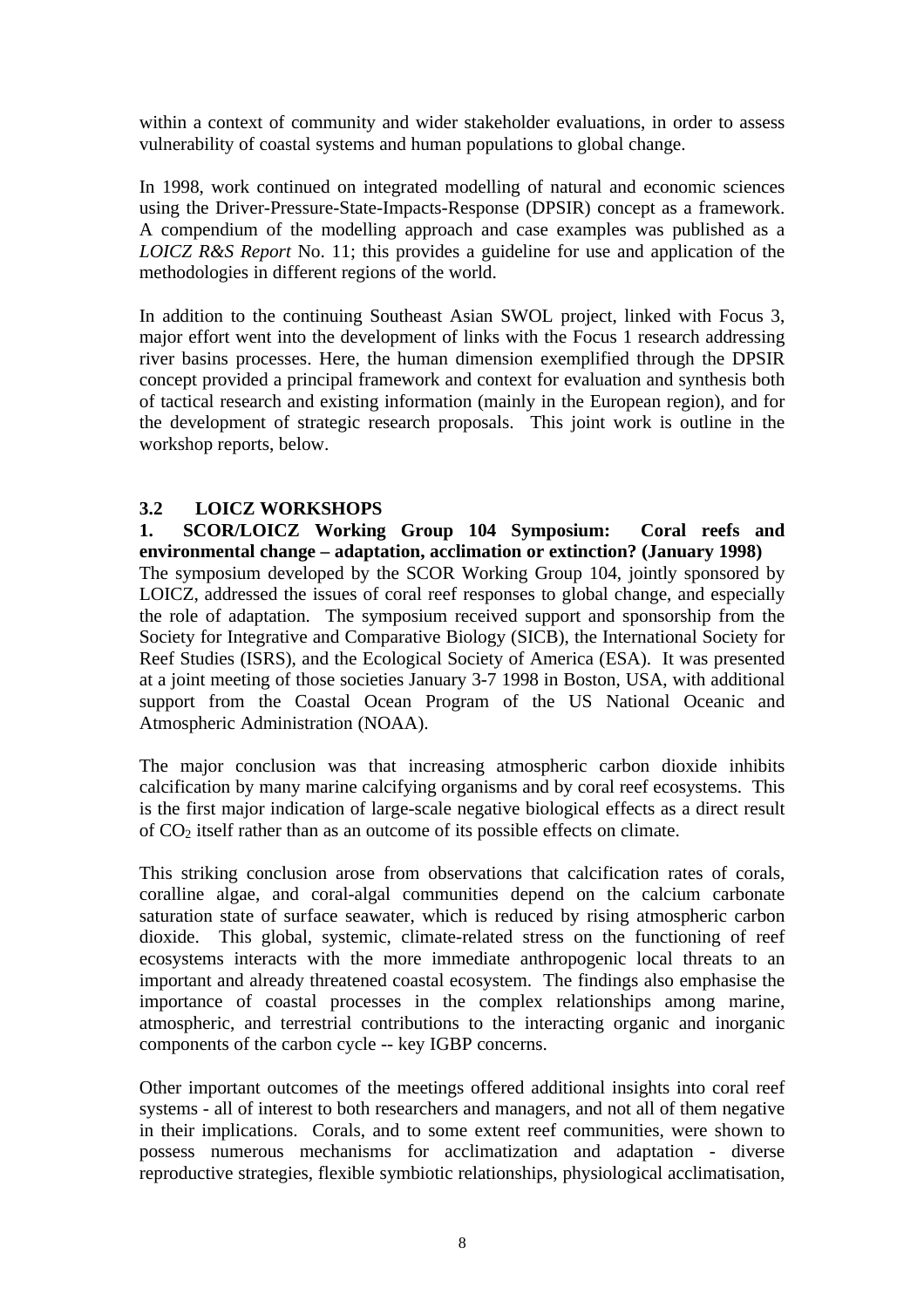within a context of community and wider stakeholder evaluations, in order to assess vulnerability of coastal systems and human populations to global change.

In 1998, work continued on integrated modelling of natural and economic sciences using the Driver-Pressure-State-Impacts-Response (DPSIR) concept as a framework. A compendium of the modelling approach and case examples was published as a *LOICZ R&S Report* No. 11; this provides a guideline for use and application of the methodologies in different regions of the world.

In addition to the continuing Southeast Asian SWOL project, linked with Focus 3, major effort went into the development of links with the Focus 1 research addressing river basins processes. Here, the human dimension exemplified through the DPSIR concept provided a principal framework and context for evaluation and synthesis both of tactical research and existing information (mainly in the European region), and for the development of strategic research proposals. This joint work is outline in the workshop reports, below.

## 3.2 LOICZ WORKSHOPS

**1. SCOR/LOICZ Working Group 104 Symposium: Coral reefs and environmental change – adaptation, acclimation or extinction? (January 1998)**

The symposium developed by the SCOR Working Group 104, jointly sponsored by LOICZ, addressed the issues of coral reef responses to global change, and especially the role of adaptation. The symposium received support and sponsorship from the Society for Integrative and Comparative Biology (SICB), the International Society for Reef Studies (ISRS), and the Ecological Society of America (ESA). It was presented at a joint meeting of those societies January 3-7 1998 in Boston, USA, with additional support from the Coastal Ocean Program of the US National Oceanic and Atmospheric Administration (NOAA).

The major conclusion was that increasing atmospheric carbon dioxide inhibits calcification by many marine calcifying organisms and by coral reef ecosystems. This is the first major indication of large-scale negative biological effects as a direct result of $CO_2$ itself rather than as an outcome of its possible effects on climate.

This striking conclusion arose from observations that calcification rates of corals, coralline algae, and coral-algal communities depend on the calcium carbonate saturation state of surface seawater, which is reduced by rising atmospheric carbon dioxide. This global, systemic, climate-related stress on the functioning of reef ecosystems interacts with the more immediate anthropogenic local threats to an important and already threatened coastal ecosystem. The findings also emphasise the importance of coastal processes in the complex relationships among marine, atmospheric, and terrestrial contributions to the interacting organic and inorganic components of the carbon cycle -- key IGBP concerns.

Other important outcomes of the meetings offered additional insights into coral reef systems - all of interest to both researchers and managers, and not all of them negative in their implications. Corals, and to some extent reef communities, were shown to possess numerous mechanisms for acclimatization and adaptation - diverse reproductive strategies, flexible symbiotic relationships, physiological acclimatisation,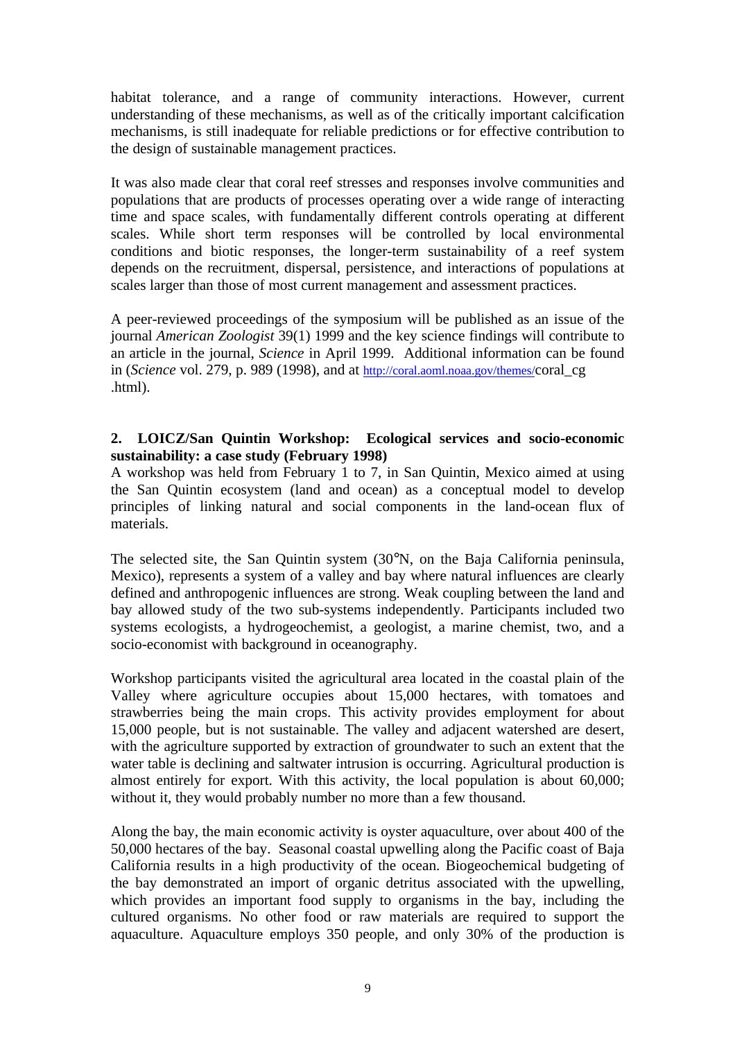habitat tolerance, and a range of community interactions. However, current understanding of these mechanisms, as well as of the critically important calcification mechanisms, is still inadequate for reliable predictions or for effective contribution to the design of sustainable management practices.

It was also made clear that coral reef stresses and responses involve communities and populations that are products of processes operating over a wide range of interacting time and space scales, with fundamentally different controls operating at different scales. While short term responses will be controlled by local environmental conditions and biotic responses, the longer-term sustainability of a reef system depends on the recruitment, dispersal, persistence, and interactions of populations at scales larger than those of most current management and assessment practices.

A peer-reviewed proceedings of the symposium will be published as an issue of the journal *American Zoologist* 39(1) 1999 and the key science findings will contribute to an article in the journal, *Science* in April 1999. Additional information can be found in (*Science* vol. 279, p. 989 (1998), and at http://coral.aoml.noaa.gov/themes/coral_cg .html).

## 2. LOICZ/San Quintin Workshop: Ecological services and socio-economic sustainability: a case study (February 1998)

A workshop was held from February 1 to 7, in San Quintin, Mexico aimed at using the San Quintin ecosystem (land and ocean) as a conceptual model to develop principles of linking natural and social components in the land-ocean flux of materials.

The selected site, the San Quintin system (30°N, on the Baja California peninsula, Mexico), represents a system of a valley and bay where natural influences are clearly defined and anthropogenic influences are strong. Weak coupling between the land and bay allowed study of the two sub-systems independently. Participants included two systems ecologists, a hydrogeochemist, a geologist, a marine chemist, two, and a socio-economist with background in oceanography.

Workshop participants visited the agricultural area located in the coastal plain of the Valley where agriculture occupies about 15,000 hectares, with tomatoes and strawberries being the main crops. This activity provides employment for about 15,000 people, but is not sustainable. The valley and adjacent watershed are desert, with the agriculture supported by extraction of groundwater to such an extent that the water table is declining and saltwater intrusion is occurring. Agricultural production is almost entirely for export. With this activity, the local population is about 60,000; without it, they would probably number no more than a few thousand.

Along the bay, the main economic activity is oyster aquaculture, over about 400 of the 50,000 hectares of the bay. Seasonal coastal upwelling along the Pacific coast of Baja California results in a high productivity of the ocean. Biogeochemical budgeting of the bay demonstrated an import of organic detritus associated with the upwelling, which provides an important food supply to organisms in the bay, including the cultured organisms. No other food or raw materials are required to support the aquaculture. Aquaculture employs 350 people, and only 30% of the production is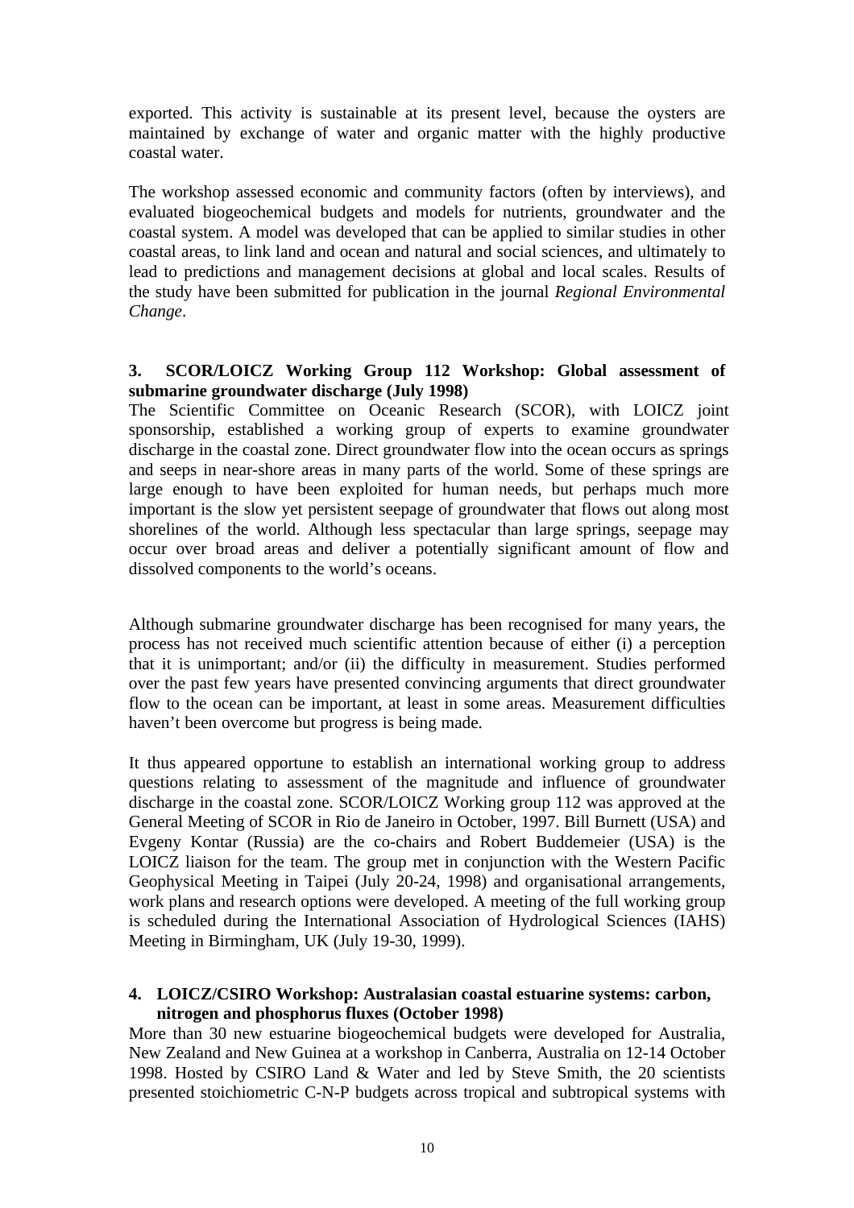exported. This activity is sustainable at its present level, because the oysters are maintained by exchange of water and organic matter with the highly productive coastal water.

The workshop assessed economic and community factors (often by interviews), and evaluated biogeochemical budgets and models for nutrients, groundwater and the coastal system. A model was developed that can be applied to similar studies in other coastal areas, to link land and ocean and natural and social sciences, and ultimately to lead to predictions and management decisions at global and local scales. Results of the study have been submitted for publication in the journal *Regional Environmental Change*.

**3. SCOR/LOICZ Working Group 112 Workshop: Global assessment of submarine groundwater discharge (July 1998)**

The Scientific Committee on Oceanic Research (SCOR), with LOICZ joint sponsorship, established a working group of experts to examine groundwater discharge in the coastal zone. Direct groundwater flow into the ocean occurs as springs and seeps in near-shore areas in many parts of the world. Some of these springs are large enough to have been exploited for human needs, but perhaps much more important is the slow yet persistent seepage of groundwater that flows out along most shorelines of the world. Although less spectacular than large springs, seepage may occur over broad areas and deliver a potentially significant amount of flow and dissolved components to the world's oceans.

Although submarine groundwater discharge has been recognised for many years, the process has not received much scientific attention because of either (i) a perception that it is unimportant; and/or (ii) the difficulty in measurement. Studies performed over the past few years have presented convincing arguments that direct groundwater flow to the ocean can be important, at least in some areas. Measurement difficulties haven't been overcome but progress is being made.

It thus appeared opportune to establish an international working group to address questions relating to assessment of the magnitude and influence of groundwater discharge in the coastal zone. SCOR/LOICZ Working group 112 was approved at the General Meeting of SCOR in Rio de Janeiro in October, 1997. Bill Burnett (USA) and Evgeny Kontar (Russia) are the co-chairs and Robert Buddemeier (USA) is the LOICZ liaison for the team. The group met in conjunction with the Western Pacific Geophysical Meeting in Taipei (July 20-24, 1998) and organisational arrangements, work plans and research options were developed. A meeting of the full working group is scheduled during the International Association of Hydrological Sciences (IAHS) Meeting in Birmingham, UK (July 19-30, 1999).

**4. LOICZ/CSIRO Workshop: Australasian coastal estuarine systems: carbon, nitrogen and phosphorus fluxes (October 1998)**

More than 30 new estuarine biogeochemical budgets were developed for Australia, New Zealand and New Guinea at a workshop in Canberra, Australia on 12-14 October 1998. Hosted by CSIRO Land & Water and led by Steve Smith, the 20 scientists presented stoichiometric C-N-P budgets across tropical and subtropical systems with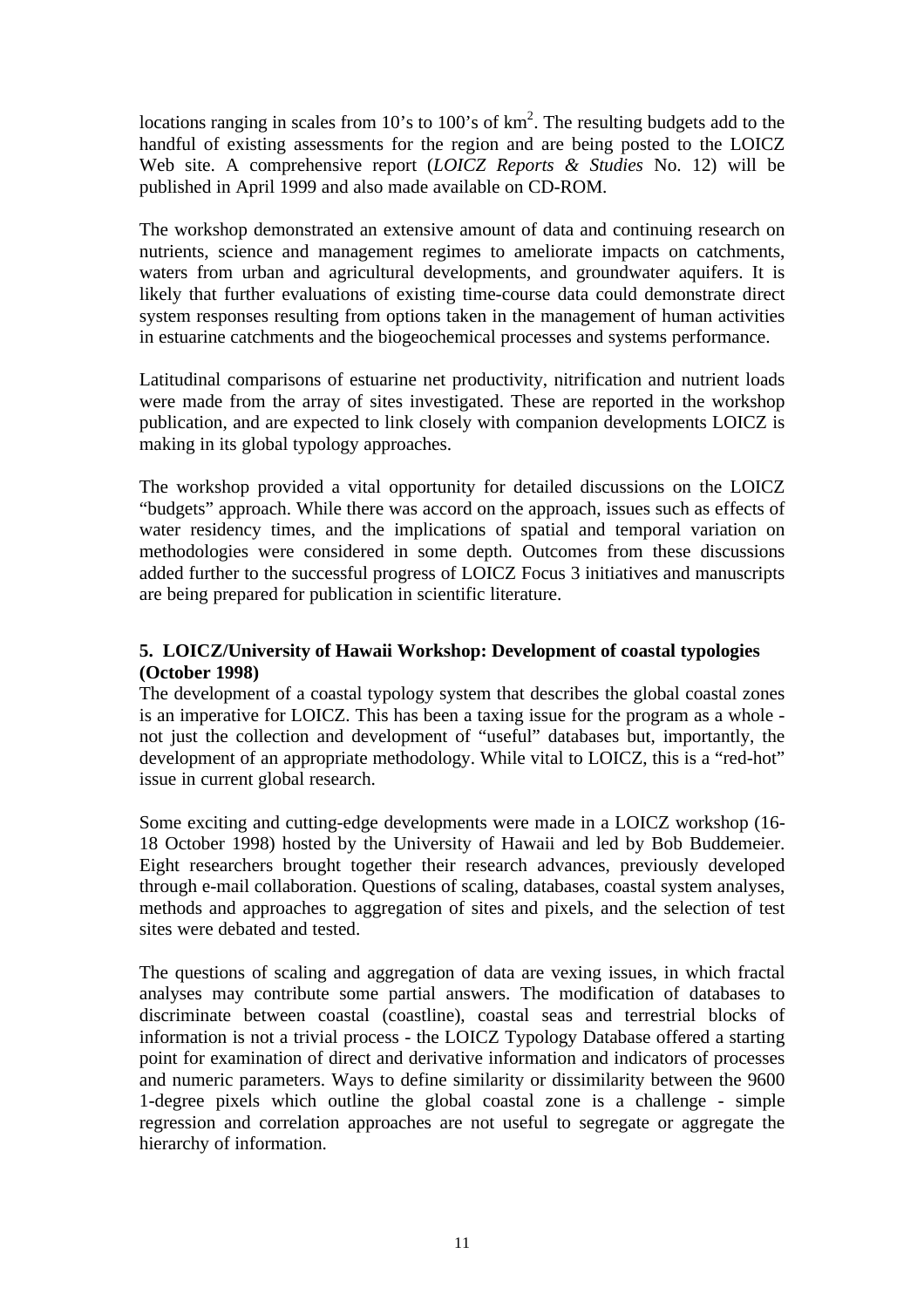locations ranging in scales from 10's to 100's of $km^2$. The resulting budgets add to the handful of existing assessments for the region and are being posted to the LOICZ Web site. A comprehensive report (*LOICZ Reports & Studies* No. 12) will be published in April 1999 and also made available on CD-ROM.

The workshop demonstrated an extensive amount of data and continuing research on nutrients, science and management regimes to ameliorate impacts on catchments, waters from urban and agricultural developments, and groundwater aquifers. It is likely that further evaluations of existing time-course data could demonstrate direct system responses resulting from options taken in the management of human activities in estuarine catchments and the biogeochemical processes and systems performance.

Latitudinal comparisons of estuarine net productivity, nitrification and nutrient loads were made from the array of sites investigated. These are reported in the workshop publication, and are expected to link closely with companion developments LOICZ is making in its global typology approaches.

The workshop provided a vital opportunity for detailed discussions on the LOICZ "budgets" approach. While there was accord on the approach, issues such as effects of water residency times, and the implications of spatial and temporal variation on methodologies were considered in some depth. Outcomes from these discussions added further to the successful progress of LOICZ Focus 3 initiatives and manuscripts are being prepared for publication in scientific literature.

**5. LOICZ/University of Hawaii Workshop: Development of coastal typologies (October 1998)**

The development of a coastal typology system that describes the global coastal zones is an imperative for LOICZ. This has been a taxing issue for the program as a whole - not just the collection and development of "useful" databases but, importantly, the development of an appropriate methodology. While vital to LOICZ, this is a "red-hot" issue in current global research.

Some exciting and cutting-edge developments were made in a LOICZ workshop (16-18 October 1998) hosted by the University of Hawaii and led by Bob Buddemeier. Eight researchers brought together their research advances, previously developed through e-mail collaboration. Questions of scaling, databases, coastal system analyses, methods and approaches to aggregation of sites and pixels, and the selection of test sites were debated and tested.

The questions of scaling and aggregation of data are vexing issues, in which fractal analyses may contribute some partial answers. The modification of databases to discriminate between coastal (coastline), coastal seas and terrestrial blocks of information is not a trivial process - the LOICZ Typology Database offered a starting point for examination of direct and derivative information and indicators of processes and numeric parameters. Ways to define similarity or dissimilarity between the 9600 1-degree pixels which outline the global coastal zone is a challenge - simple regression and correlation approaches are not useful to segregate or aggregate the hierarchy of information.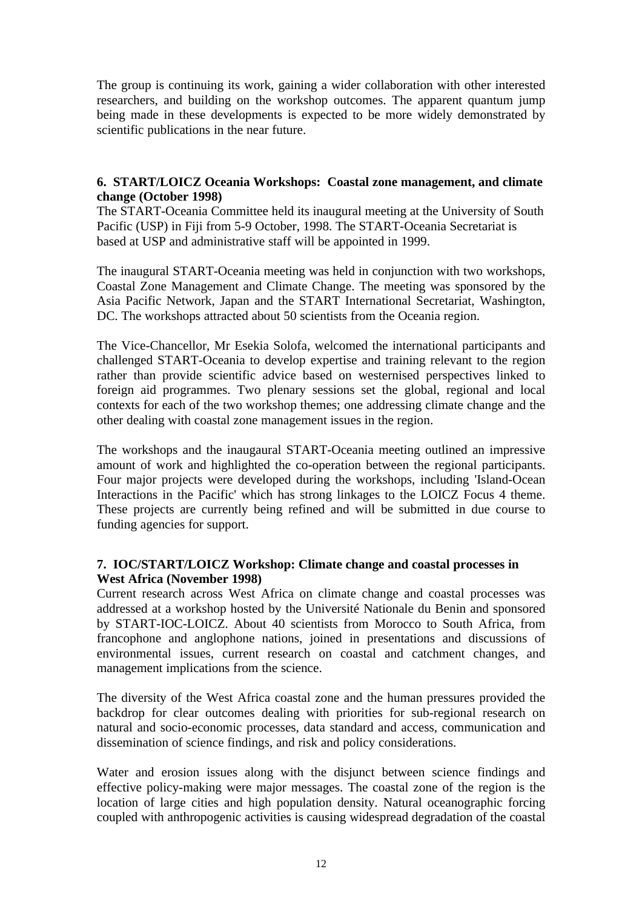The group is continuing its work, gaining a wider collaboration with other interested researchers, and building on the workshop outcomes. The apparent quantum jump being made in these developments is expected to be more widely demonstrated by scientific publications in the near future.

### 6. START/LOICZ Oceania Workshops: Coastal zone management, and climate change (October 1998)

The START-Oceania Committee held its inaugural meeting at the University of South Pacific (USP) in Fiji from 5-9 October, 1998. The START-Oceania Secretariat is based at USP and administrative staff will be appointed in 1999.

The inaugural START-Oceania meeting was held in conjunction with two workshops, Coastal Zone Management and Climate Change. The meeting was sponsored by the Asia Pacific Network, Japan and the START International Secretariat, Washington, DC. The workshops attracted about 50 scientists from the Oceania region.

The Vice-Chancellor, Mr Esekia Solofa, welcomed the international participants and challenged START-Oceania to develop expertise and training relevant to the region rather than provide scientific advice based on westernised perspectives linked to foreign aid programmes. Two plenary sessions set the global, regional and local contexts for each of the two workshop themes; one addressing climate change and the other dealing with coastal zone management issues in the region.

The workshops and the inaugaural START-Oceania meeting outlined an impressive amount of work and highlighted the co-operation between the regional participants. Four major projects were developed during the workshops, including 'Island-Ocean Interactions in the Pacific' which has strong linkages to the LOICZ Focus 4 theme. These projects are currently being refined and will be submitted in due course to funding agencies for support.

### 7. IOC/START/LOICZ Workshop: Climate change and coastal processes in West Africa (November 1998)

Current research across West Africa on climate change and coastal processes was addressed at a workshop hosted by the Université Nationale du Benin and sponsored by START-IOC-LOICZ. About 40 scientists from Morocco to South Africa, from francophone and anglophone nations, joined in presentations and discussions of environmental issues, current research on coastal and catchment changes, and management implications from the science.

The diversity of the West Africa coastal zone and the human pressures provided the backdrop for clear outcomes dealing with priorities for sub-regional research on natural and socio-economic processes, data standard and access, communication and dissemination of science findings, and risk and policy considerations.

Water and erosion issues along with the disjunct between science findings and effective policy-making were major messages. The coastal zone of the region is the location of large cities and high population density. Natural oceanographic forcing coupled with anthropogenic activities is causing widespread degradation of the coastal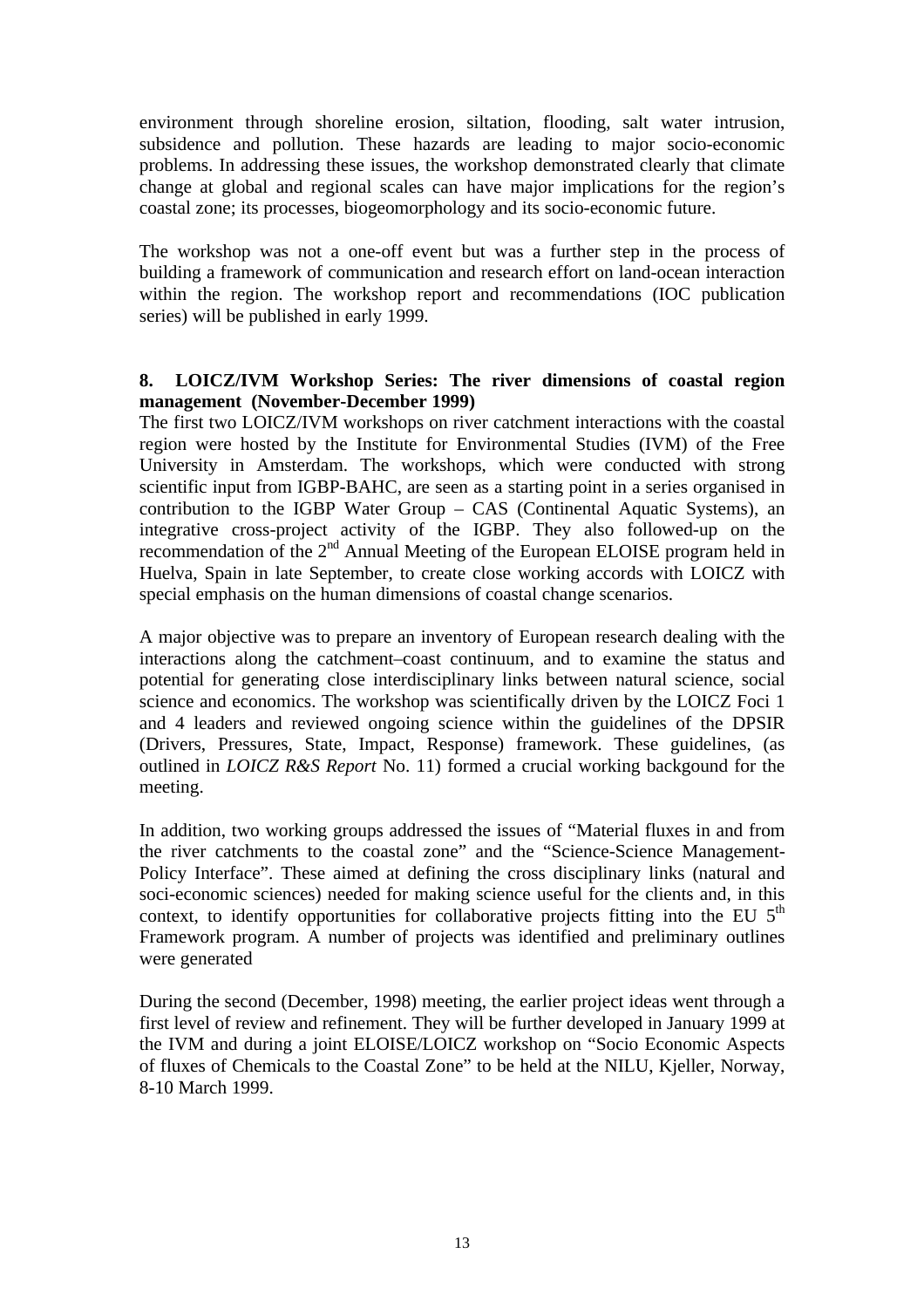environment through shoreline erosion, siltation, flooding, salt water intrusion, subsidence and pollution. These hazards are leading to major socio-economic problems. In addressing these issues, the workshop demonstrated clearly that climate change at global and regional scales can have major implications for the region's coastal zone; its processes, biogeomorphology and its socio-economic future.

The workshop was not a one-off event but was a further step in the process of building a framework of communication and research effort on land-ocean interaction within the region. The workshop report and recommendations (IOC publication series) will be published in early 1999.

### 8. LOICZ/IVM Workshop Series: The river dimensions of coastal region management (November-December 1999)

The first two LOICZ/IVM workshops on river catchment interactions with the coastal region were hosted by the Institute for Environmental Studies (IVM) of the Free University in Amsterdam. The workshops, which were conducted with strong scientific input from IGBP-BAHC, are seen as a starting point in a series organised in contribution to the IGBP Water Group – CAS (Continental Aquatic Systems), an integrative cross-project activity of the IGBP. They also followed-up on the recommendation of the 2nd Annual Meeting of the European ELOISE program held in Huelva, Spain in late September, to create close working accords with LOICZ with special emphasis on the human dimensions of coastal change scenarios.

A major objective was to prepare an inventory of European research dealing with the interactions along the catchment–coast continuum, and to examine the status and potential for generating close interdisciplinary links between natural science, social science and economics. The workshop was scientifically driven by the LOICZ Foci 1 and 4 leaders and reviewed ongoing science within the guidelines of the DPSIR (Drivers, Pressures, State, Impact, Response) framework. These guidelines, (as outlined in *LOICZ R&S Report* No. 11) formed a crucial working backgound for the meeting.

In addition, two working groups addressed the issues of "Material fluxes in and from the river catchments to the coastal zone" and the "Science-Science Management-Policy Interface". These aimed at defining the cross disciplinary links (natural and soci-economic sciences) needed for making science useful for the clients and, in this context, to identify opportunities for collaborative projects fitting into the EU 5th Framework program. A number of projects was identified and preliminary outlines were generated

During the second (December, 1998) meeting, the earlier project ideas went through a first level of review and refinement. They will be further developed in January 1999 at the IVM and during a joint ELOISE/LOICZ workshop on "Socio Economic Aspects of fluxes of Chemicals to the Coastal Zone" to be held at the NILU, Kjeller, Norway, 8-10 March 1999.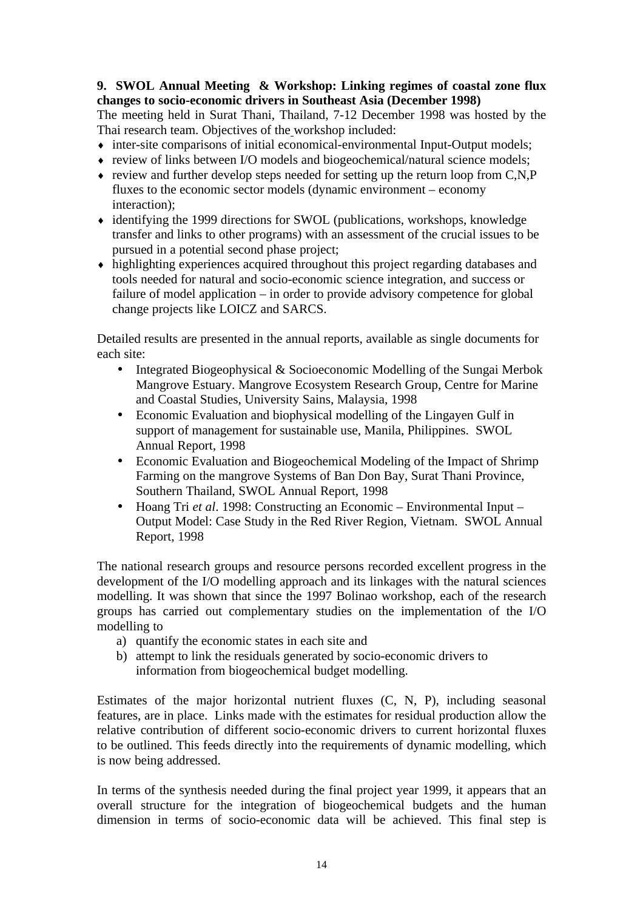**9. SWOL Annual Meeting & Workshop: Linking regimes of coastal zone flux changes to socio-economic drivers in Southeast Asia (December 1998)**

The meeting held in Surat Thani, Thailand, 7-12 December 1998 was hosted by the Thai research team. Objectives of the workshop included:

- inter-site comparisons of initial economical-environmental Input-Output models;
- review of links between I/O models and biogeochemical/natural science models;
- review and further develop steps needed for setting up the return loop from C,N,P fluxes to the economic sector models (dynamic environment – economy interaction);
- identifying the 1999 directions for SWOL (publications, workshops, knowledge transfer and links to other programs) with an assessment of the crucial issues to be pursued in a potential second phase project;
- highlighting experiences acquired throughout this project regarding databases and tools needed for natural and socio-economic science integration, and success or failure of model application – in order to provide advisory competence for global change projects like LOICZ and SARCS.

Detailed results are presented in the annual reports, available as single documents for each site:

- Integrated Biogeophysical & Socioeconomic Modelling of the Sungai Merbok Mangrove Estuary. Mangrove Ecosystem Research Group, Centre for Marine and Coastal Studies, University Sains, Malaysia, 1998
- Economic Evaluation and biophysical modelling of the Lingayen Gulf in support of management for sustainable use, Manila, Philippines. SWOL Annual Report, 1998
- Economic Evaluation and Biogeochemical Modeling of the Impact of Shrimp Farming on the mangrove Systems of Ban Don Bay, Surat Thani Province, Southern Thailand, SWOL Annual Report, 1998
- Hoang Tri *et al*. 1998: Constructing an Economic – Environmental Input – Output Model: Case Study in the Red River Region, Vietnam. SWOL Annual Report, 1998

The national research groups and resource persons recorded excellent progress in the development of the I/O modelling approach and its linkages with the natural sciences modelling. It was shown that since the 1997 Bolinao workshop, each of the research groups has carried out complementary studies on the implementation of the I/O modelling to

a) quantify the economic states in each site and
b) attempt to link the residuals generated by socio-economic drivers to information from biogeochemical budget modelling.

Estimates of the major horizontal nutrient fluxes (C, N, P), including seasonal features, are in place. Links made with the estimates for residual production allow the relative contribution of different socio-economic drivers to current horizontal fluxes to be outlined. This feeds directly into the requirements of dynamic modelling, which is now being addressed.

In terms of the synthesis needed during the final project year 1999, it appears that an overall structure for the integration of biogeochemical budgets and the human dimension in terms of socio-economic data will be achieved. This final step is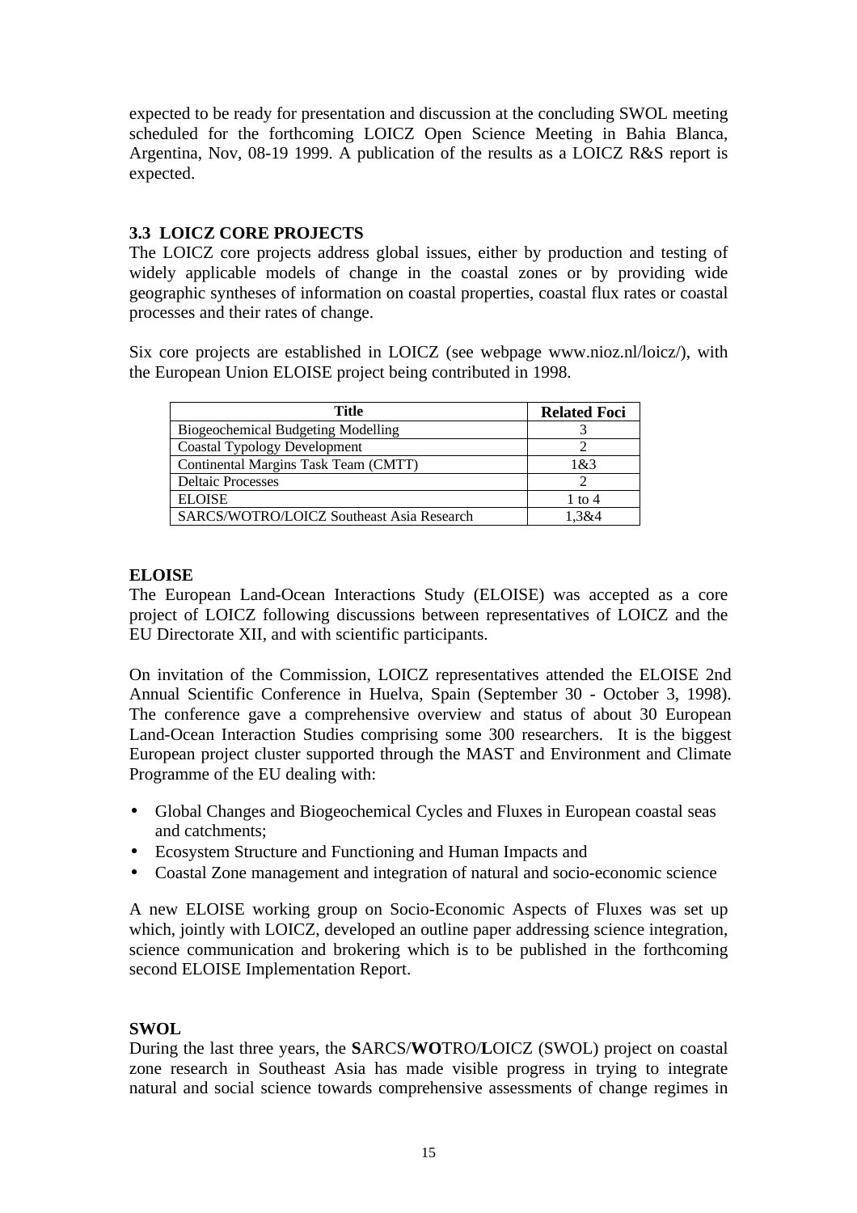expected to be ready for presentation and discussion at the concluding SWOL meeting scheduled for the forthcoming LOICZ Open Science Meeting in Bahia Blanca, Argentina, Nov, 08-19 1999. A publication of the results as a LOICZ R&S report is expected.

### 3.3 LOICZ CORE PROJECTS

The LOICZ core projects address global issues, either by production and testing of widely applicable models of change in the coastal zones or by providing wide geographic syntheses of information on coastal properties, coastal flux rates or coastal processes and their rates of change.

Six core projects are established in LOICZ (see webpage www.nioz.nl/loicz/), with the European Union ELOISE project being contributed in 1998.

| Title | Related Foci |
|---|---|
| Biogeochemical Budgeting Modelling | 3 |
| Coastal Typology Development | 2 |
| Continental Margins Task Team (CMTT) | 1&3 |
| Deltaic Processes | 2 |
| ELOISE | 1 to 4 |
| SARCS/WOTRO/LOICZ Southeast Asia Research | 1,3&4 |

#### ELOISE

The European Land-Ocean Interactions Study (ELOISE) was accepted as a core project of LOICZ following discussions between representatives of LOICZ and the EU Directorate XII, and with scientific participants.

On invitation of the Commission, LOICZ representatives attended the ELOISE 2nd Annual Scientific Conference in Huelva, Spain (September 30 - October 3, 1998). The conference gave a comprehensive overview and status of about 30 European Land-Ocean Interaction Studies comprising some 300 researchers. It is the biggest European project cluster supported through the MAST and Environment and Climate Programme of the EU dealing with:

- Global Changes and Biogeochemical Cycles and Fluxes in European coastal seas and catchments;
- Ecosystem Structure and Functioning and Human Impacts and
- Coastal Zone management and integration of natural and socio-economic science

A new ELOISE working group on Socio-Economic Aspects of Fluxes was set up which, jointly with LOICZ, developed an outline paper addressing science integration, science communication and brokering which is to be published in the forthcoming second ELOISE Implementation Report.

#### SWOL

During the last three years, the **S**ARCS/**WO**TRO/**L**OICZ (SWOL) project on coastal zone research in Southeast Asia has made visible progress in trying to integrate natural and social science towards comprehensive assessments of change regimes in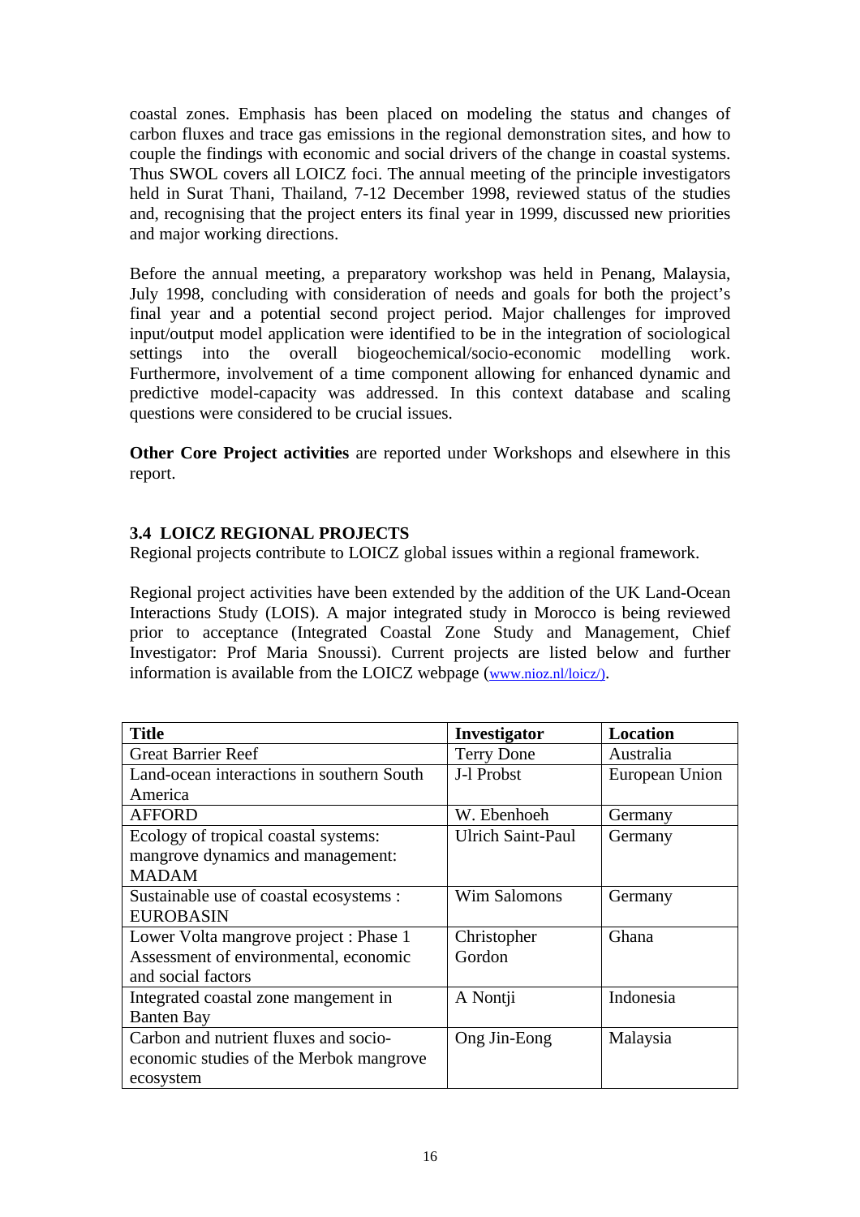coastal zones. Emphasis has been placed on modeling the status and changes of carbon fluxes and trace gas emissions in the regional demonstration sites, and how to couple the findings with economic and social drivers of the change in coastal systems. Thus SWOL covers all LOICZ foci. The annual meeting of the principle investigators held in Surat Thani, Thailand, 7-12 December 1998, reviewed status of the studies and, recognising that the project enters its final year in 1999, discussed new priorities and major working directions.

Before the annual meeting, a preparatory workshop was held in Penang, Malaysia, July 1998, concluding with consideration of needs and goals for both the project's final year and a potential second project period. Major challenges for improved input/output model application were identified to be in the integration of sociological settings into the overall biogeochemical/socio-economic modelling work. Furthermore, involvement of a time component allowing for enhanced dynamic and predictive model-capacity was addressed. In this context database and scaling questions were considered to be crucial issues.

**Other Core Project activities** are reported under Workshops and elsewhere in this report.

### 3.4 LOICZ REGIONAL PROJECTS

Regional projects contribute to LOICZ global issues within a regional framework.

Regional project activities have been extended by the addition of the UK Land-Ocean Interactions Study (LOIS). A major integrated study in Morocco is being reviewed prior to acceptance (Integrated Coastal Zone Study and Management, Chief Investigator: Prof Maria Snoussi). Current projects are listed below and further information is available from the LOICZ webpage (www.nioz.nl/loicz/).

| Title | Investigator | Location |
|---|---|---|
| Great Barrier Reef | Terry Done | Australia |
| Land-ocean interactions in southern South America | J-l Probst | European Union |
| AFFORD | W. Ebenhoeh | Germany |
| Ecology of tropical coastal systems: mangrove dynamics and management: MADAM | Ulrich Saint-Paul | Germany |
| Sustainable use of coastal ecosystems : EUROBASIN | Wim Salomons | Germany |
| Lower Volta mangrove project : Phase 1 Assessment of environmental, economic and social factors | Christopher Gordon | Ghana |
| Integrated coastal zone mangement in Banten Bay | A Nontji | Indonesia |
| Carbon and nutrient fluxes and socio-economic studies of the Merbok mangrove ecosystem | Ong Jin-Eong | Malaysia |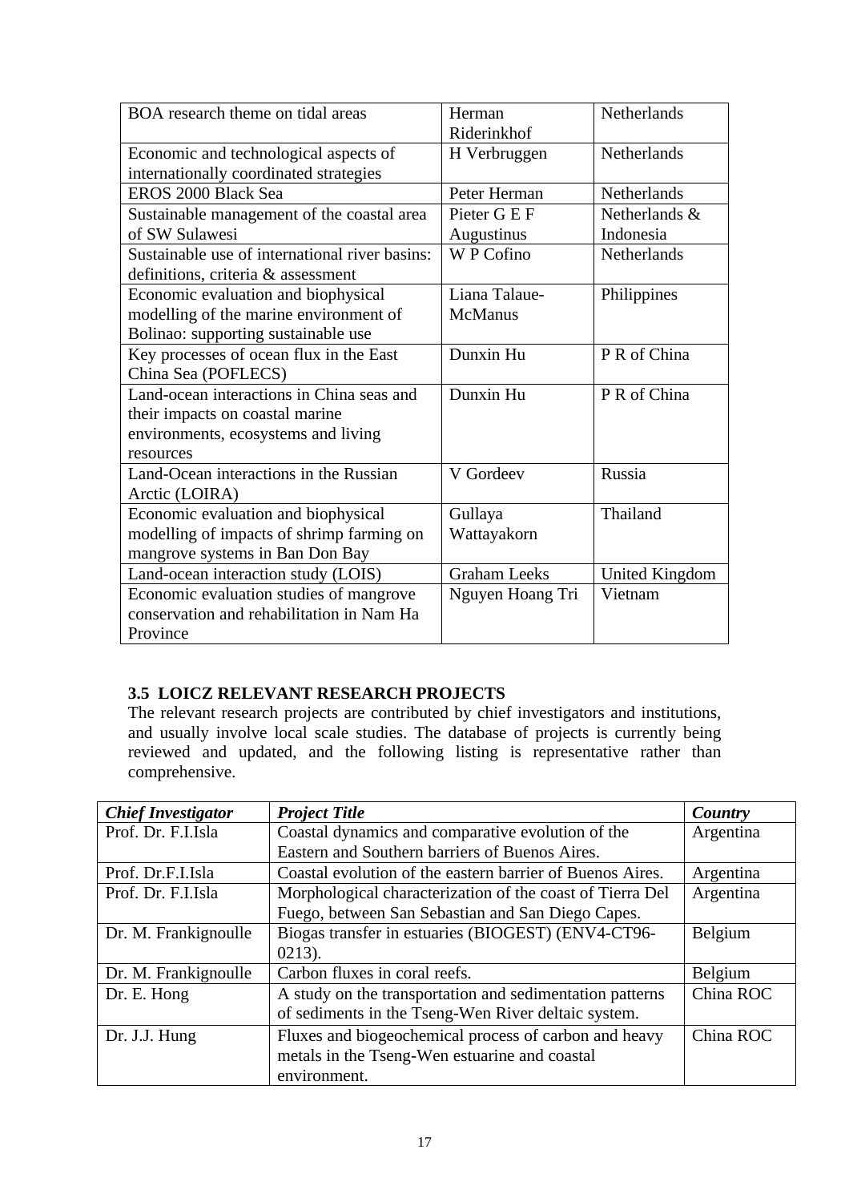| | | |
|---|---|---|
| BOA research theme on tidal areas | Herman Riderinkhof | Netherlands |
| Economic and technological aspects of internationally coordinated strategies | H Verbruggen | Netherlands |
| EROS 2000 Black Sea | Peter Herman | Netherlands |
| Sustainable management of the coastal area of SW Sulawesi | Pieter G E F Augustinus | Netherlands & Indonesia |
| Sustainable use of international river basins: definitions, criteria & assessment | W P Cofino | Netherlands |
| Economic evaluation and biophysical modelling of the marine environment of Bolinao: supporting sustainable use | Liana Talaue-McManus | Philippines |
| Key processes of ocean flux in the East China Sea (POFLECS) | Dunxin Hu | P R of China |
| Land-ocean interactions in China seas and their impacts on coastal marine environments, ecosystems and living resources | Dunxin Hu | P R of China |
| Land-Ocean interactions in the Russian Arctic (LOIRA) | V Gordeev | Russia |
| Economic evaluation and biophysical modelling of impacts of shrimp farming on mangrove systems in Ban Don Bay | Gullaya Wattayakorn | Thailand |
| Land-ocean interaction study (LOIS) | Graham Leeks | United Kingdom |
| Economic evaluation studies of mangrove conservation and rehabilitation in Nam Ha Province | Nguyen Hoang Tri | Vietnam |

### 3.5 LOICZ RELEVANT RESEARCH PROJECTS

The relevant research projects are contributed by chief investigators and institutions, and usually involve local scale studies. The database of projects is currently being reviewed and updated, and the following listing is representative rather than comprehensive.

| ***Chief Investigator*** | ***Project Title*** | ***Country*** |
|---|---|---|
| Prof. Dr. F.I.Isla | Coastal dynamics and comparative evolution of the Eastern and Southern barriers of Buenos Aires. | Argentina |
| Prof. Dr.F.I.Isla | Coastal evolution of the eastern barrier of Buenos Aires. | Argentina |
| Prof. Dr. F.I.Isla | Morphological characterization of the coast of Tierra Del Fuego, between San Sebastian and San Diego Capes. | Argentina |
| Dr. M. Frankignoulle | Biogas transfer in estuaries (BIOGEST) (ENV4-CT96-0213). | Belgium |
| Dr. M. Frankignoulle | Carbon fluxes in coral reefs. | Belgium |
| Dr. E. Hong | A study on the transportation and sedimentation patterns of sediments in the Tseng-Wen River deltaic system. | China ROC |
| Dr. J.J. Hung | Fluxes and biogeochemical process of carbon and heavy metals in the Tseng-Wen estuarine and coastal environment. | China ROC |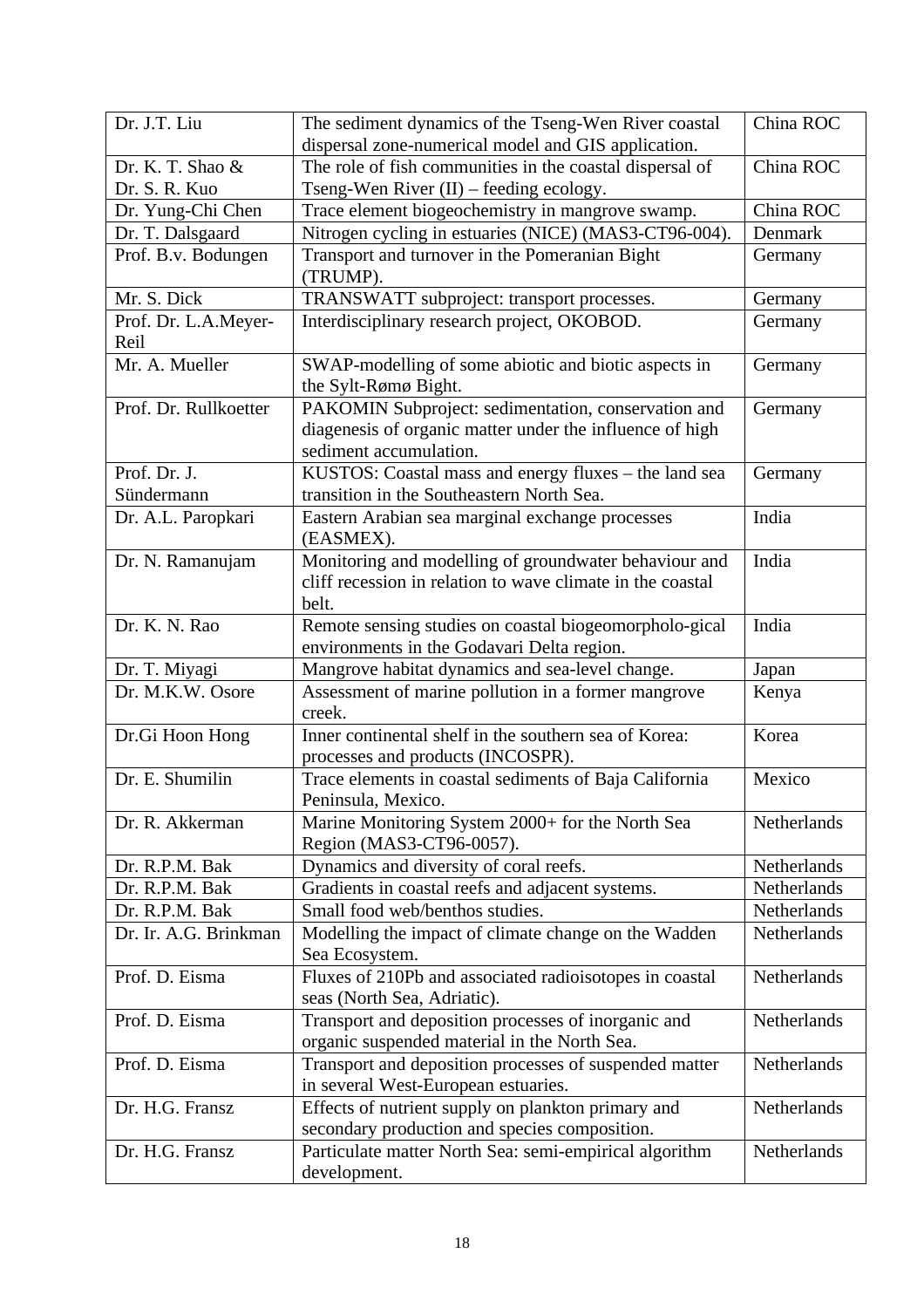| | | |
|---|---|---|
| Dr. J.T. Liu | The sediment dynamics of the Tseng-Wen River coastal dispersal zone-numerical model and GIS application. | China ROC |
| Dr. K. T. Shao & Dr. S. R. Kuo | The role of fish communities in the coastal dispersal of Tseng-Wen River (II) – feeding ecology. | China ROC |
| Dr. Yung-Chi Chen | Trace element biogeochemistry in mangrove swamp. | China ROC |
| Dr. T. Dalsgaard | Nitrogen cycling in estuaries (NICE) (MAS3-CT96-004). | Denmark |
| Prof. B.v. Bodungen | Transport and turnover in the Pomeranian Bight (TRUMP). | Germany |
| Mr. S. Dick | TRANSWATT subproject: transport processes. | Germany |
| Prof. Dr. L.A.Meyer-Reil | Interdisciplinary research project, OKOBOD. | Germany |
| Mr. A. Mueller | SWAP-modelling of some abiotic and biotic aspects in the Sylt-Rømø Bight. | Germany |
| Prof. Dr. Rullkoetter | PAKOMIN Subproject: sedimentation, conservation and diagenesis of organic matter under the influence of high sediment accumulation. | Germany |
| Prof. Dr. J. Sündermann | KUSTOS: Coastal mass and energy fluxes – the land sea transition in the Southeastern North Sea. | Germany |
| Dr. A.L. Paropkari | Eastern Arabian sea marginal exchange processes (EASMEX). | India |
| Dr. N. Ramanujam | Monitoring and modelling of groundwater behaviour and cliff recession in relation to wave climate in the coastal belt. | India |
| Dr. K. N. Rao | Remote sensing studies on coastal biogeomorpholo-gical environments in the Godavari Delta region. | India |
| Dr. T. Miyagi | Mangrove habitat dynamics and sea-level change. | Japan |
| Dr. M.K.W. Osore | Assessment of marine pollution in a former mangrove creek. | Kenya |
| Dr.Gi Hoon Hong | Inner continental shelf in the southern sea of Korea: processes and products (INCOSPR). | Korea |
| Dr. E. Shumilin | Trace elements in coastal sediments of Baja California Peninsula, Mexico. | Mexico |
| Dr. R. Akkerman | Marine Monitoring System 2000+ for the North Sea Region (MAS3-CT96-0057). | Netherlands |
| Dr. R.P.M. Bak | Dynamics and diversity of coral reefs. | Netherlands |
| Dr. R.P.M. Bak | Gradients in coastal reefs and adjacent systems. | Netherlands |
| Dr. R.P.M. Bak | Small food web/benthos studies. | Netherlands |
| Dr. Ir. A.G. Brinkman | Modelling the impact of climate change on the Wadden Sea Ecosystem. | Netherlands |
| Prof. D. Eisma | Fluxes of 210Pb and associated radioisotopes in coastal seas (North Sea, Adriatic). | Netherlands |
| Prof. D. Eisma | Transport and deposition processes of inorganic and organic suspended material in the North Sea. | Netherlands |
| Prof. D. Eisma | Transport and deposition processes of suspended matter in several West-European estuaries. | Netherlands |
| Dr. H.G. Fransz | Effects of nutrient supply on plankton primary and secondary production and species composition. | Netherlands |
| Dr. H.G. Fransz | Particulate matter North Sea: semi-empirical algorithm development. | Netherlands |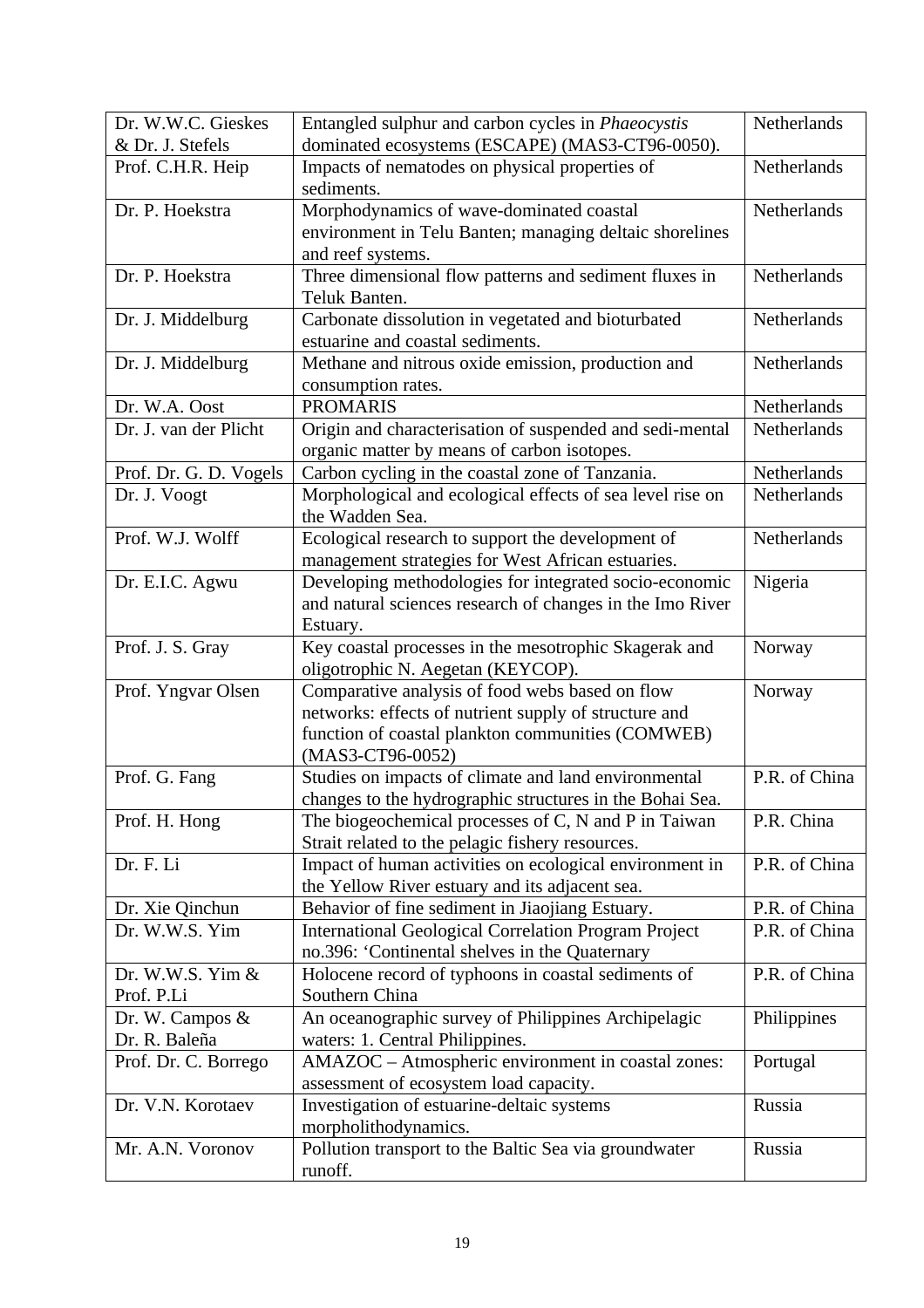| Dr. W.W.C. Gieskes & Dr. J. Stefels | Entangled sulphur and carbon cycles in *Phaeocystis* dominated ecosystems (ESCAPE) (MAS3-CT96-0050). | Netherlands |
|---|---|---|
| Prof. C.H.R. Heip | Impacts of nematodes on physical properties of sediments. | Netherlands |
| Dr. P. Hoekstra | Morphodynamics of wave-dominated coastal environment in Telu Banten; managing deltaic shorelines and reef systems. | Netherlands |
| Dr. P. Hoekstra | Three dimensional flow patterns and sediment fluxes in Teluk Banten. | Netherlands |
| Dr. J. Middelburg | Carbonate dissolution in vegetated and bioturbated estuarine and coastal sediments. | Netherlands |
| Dr. J. Middelburg | Methane and nitrous oxide emission, production and consumption rates. | Netherlands |
| Dr. W.A. Oost | PROMARIS | Netherlands |
| Dr. J. van der Plicht | Origin and characterisation of suspended and sedi-mental organic matter by means of carbon isotopes. | Netherlands |
| Prof. Dr. G. D. Vogels | Carbon cycling in the coastal zone of Tanzania. | Netherlands |
| Dr. J. Voogt | Morphological and ecological effects of sea level rise on the Wadden Sea. | Netherlands |
| Prof. W.J. Wolff | Ecological research to support the development of management strategies for West African estuaries. | Netherlands |
| Dr. E.I.C. Agwu | Developing methodologies for integrated socio-economic and natural sciences research of changes in the Imo River Estuary. | Nigeria |
| Prof. J. S. Gray | Key coastal processes in the mesotrophic Skagerak and oligotrophic N. Aegetan (KEYCOP). | Norway |
| Prof. Yngvar Olsen | Comparative analysis of food webs based on flow networks: effects of nutrient supply of structure and function of coastal plankton communities (COMWEB) (MAS3-CT96-0052) | Norway |
| Prof. G. Fang | Studies on impacts of climate and land environmental changes to the hydrographic structures in the Bohai Sea. | P.R. of China |
| Prof. H. Hong | The biogeochemical processes of C, N and P in Taiwan Strait related to the pelagic fishery resources. | P.R. China |
| Dr. F. Li | Impact of human activities on ecological environment in the Yellow River estuary and its adjacent sea. | P.R. of China |
| Dr. Xie Qinchun | Behavior of fine sediment in Jiaojiang Estuary. | P.R. of China |
| Dr. W.W.S. Yim | International Geological Correlation Program Project no.396: 'Continental shelves in the Quaternary | P.R. of China |
| Dr. W.W.S. Yim & Prof. P.Li | Holocene record of typhoons in coastal sediments of Southern China | P.R. of China |
| Dr. W. Campos & Dr. R. Baleña | An oceanographic survey of Philippines Archipelagic waters: 1. Central Philippines. | Philippines |
| Prof. Dr. C. Borrego | AMAZOC – Atmospheric environment in coastal zones: assessment of ecosystem load capacity. | Portugal |
| Dr. V.N. Korotaev | Investigation of estuarine-deltaic systems morpholithodynamics. | Russia |
| Mr. A.N. Voronov | Pollution transport to the Baltic Sea via groundwater runoff. | Russia |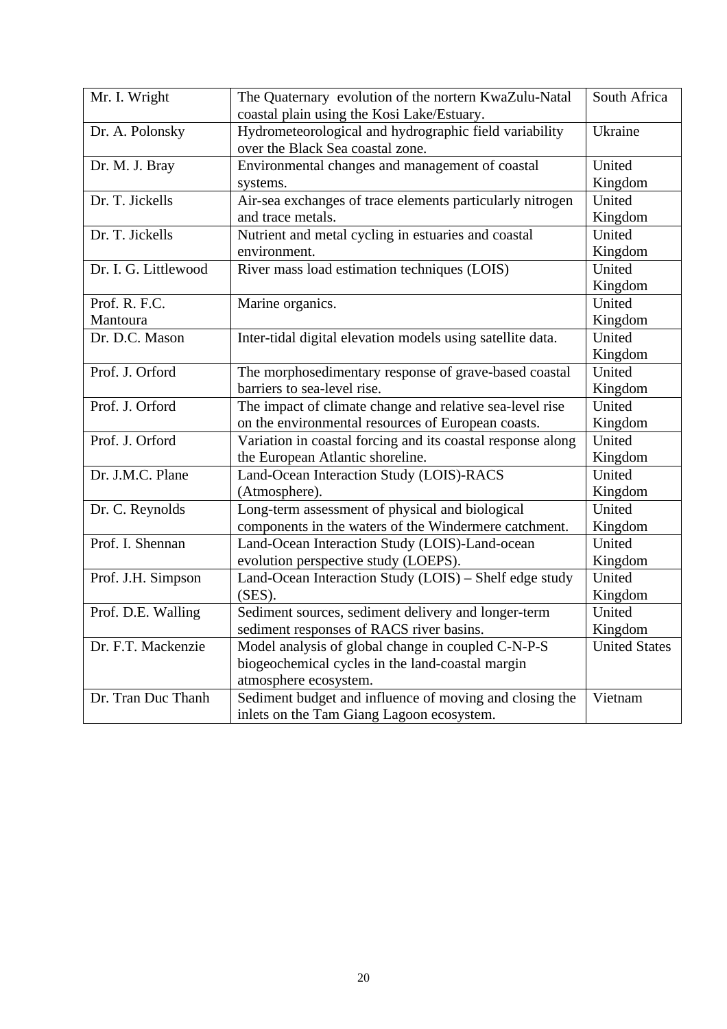| Mr. I. Wright | The Quaternary evolution of the nortern KwaZulu-Natal coastal plain using the Kosi Lake/Estuary. | South Africa |
|---|---|---|
| Dr. A. Polonsky | Hydrometeorological and hydrographic field variability over the Black Sea coastal zone. | Ukraine |
| Dr. M. J. Bray | Environmental changes and management of coastal systems. | United Kingdom |
| Dr. T. Jickells | Air-sea exchanges of trace elements particularly nitrogen and trace metals. | United Kingdom |
| Dr. T. Jickells | Nutrient and metal cycling in estuaries and coastal environment. | United Kingdom |
| Dr. I. G. Littlewood | River mass load estimation techniques (LOIS) | United Kingdom |
| Prof. R. F.C. Mantoura | Marine organics. | United Kingdom |
| Dr. D.C. Mason | Inter-tidal digital elevation models using satellite data. | United Kingdom |
| Prof. J. Orford | The morphosedimentary response of grave-based coastal barriers to sea-level rise. | United Kingdom |
| Prof. J. Orford | The impact of climate change and relative sea-level rise on the environmental resources of European coasts. | United Kingdom |
| Prof. J. Orford | Variation in coastal forcing and its coastal response along the European Atlantic shoreline. | United Kingdom |
| Dr. J.M.C. Plane | Land-Ocean Interaction Study (LOIS)-RACS (Atmosphere). | United Kingdom |
| Dr. C. Reynolds | Long-term assessment of physical and biological components in the waters of the Windermere catchment. | United Kingdom |
| Prof. I. Shennan | Land-Ocean Interaction Study (LOIS)-Land-ocean evolution perspective study (LOEPS). | United Kingdom |
| Prof. J.H. Simpson | Land-Ocean Interaction Study (LOIS) – Shelf edge study (SES). | United Kingdom |
| Prof. D.E. Walling | Sediment sources, sediment delivery and longer-term sediment responses of RACS river basins. | United Kingdom |
| Dr. F.T. Mackenzie | Model analysis of global change in coupled C-N-P-S biogeochemical cycles in the land-coastal margin atmosphere ecosystem. | United States |
| Dr. Tran Duc Thanh | Sediment budget and influence of moving and closing the inlets on the Tam Giang Lagoon ecosystem. | Vietnam |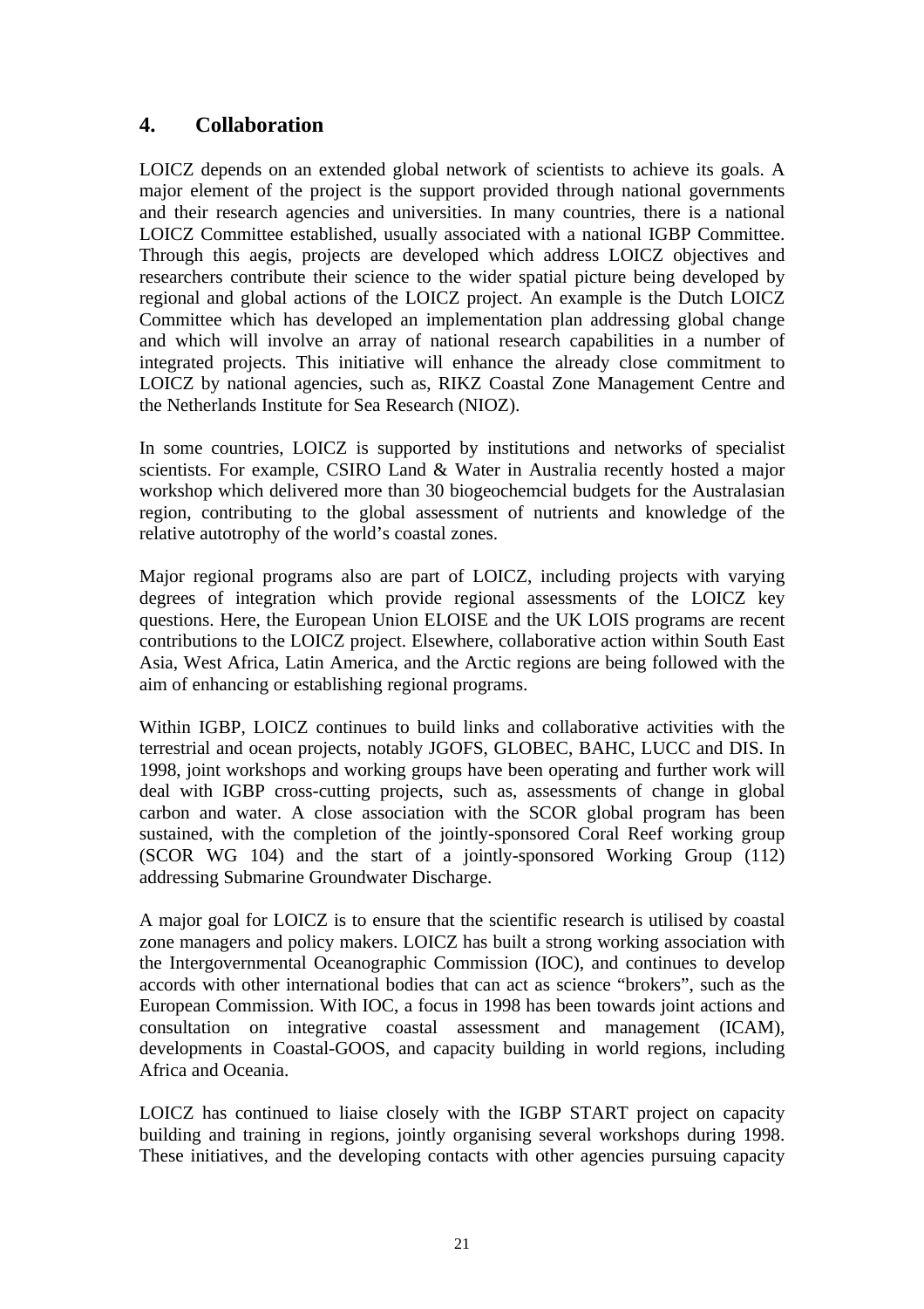## 4. Collaboration

LOICZ depends on an extended global network of scientists to achieve its goals. A major element of the project is the support provided through national governments and their research agencies and universities. In many countries, there is a national LOICZ Committee established, usually associated with a national IGBP Committee. Through this aegis, projects are developed which address LOICZ objectives and researchers contribute their science to the wider spatial picture being developed by regional and global actions of the LOICZ project. An example is the Dutch LOICZ Committee which has developed an implementation plan addressing global change and which will involve an array of national research capabilities in a number of integrated projects. This initiative will enhance the already close commitment to LOICZ by national agencies, such as, RIKZ Coastal Zone Management Centre and the Netherlands Institute for Sea Research (NIOZ).

In some countries, LOICZ is supported by institutions and networks of specialist scientists. For example, CSIRO Land & Water in Australia recently hosted a major workshop which delivered more than 30 biogeochemcial budgets for the Australasian region, contributing to the global assessment of nutrients and knowledge of the relative autotrophy of the world's coastal zones.

Major regional programs also are part of LOICZ, including projects with varying degrees of integration which provide regional assessments of the LOICZ key questions. Here, the European Union ELOISE and the UK LOIS programs are recent contributions to the LOICZ project. Elsewhere, collaborative action within South East Asia, West Africa, Latin America, and the Arctic regions are being followed with the aim of enhancing or establishing regional programs.

Within IGBP, LOICZ continues to build links and collaborative activities with the terrestrial and ocean projects, notably JGOFS, GLOBEC, BAHC, LUCC and DIS. In 1998, joint workshops and working groups have been operating and further work will deal with IGBP cross-cutting projects, such as, assessments of change in global carbon and water. A close association with the SCOR global program has been sustained, with the completion of the jointly-sponsored Coral Reef working group (SCOR WG 104) and the start of a jointly-sponsored Working Group (112) addressing Submarine Groundwater Discharge.

A major goal for LOICZ is to ensure that the scientific research is utilised by coastal zone managers and policy makers. LOICZ has built a strong working association with the Intergovernmental Oceanographic Commission (IOC), and continues to develop accords with other international bodies that can act as science "brokers", such as the European Commission. With IOC, a focus in 1998 has been towards joint actions and consultation on integrative coastal assessment and management (ICAM), developments in Coastal-GOOS, and capacity building in world regions, including Africa and Oceania.

LOICZ has continued to liaise closely with the IGBP START project on capacity building and training in regions, jointly organising several workshops during 1998. These initiatives, and the developing contacts with other agencies pursuing capacity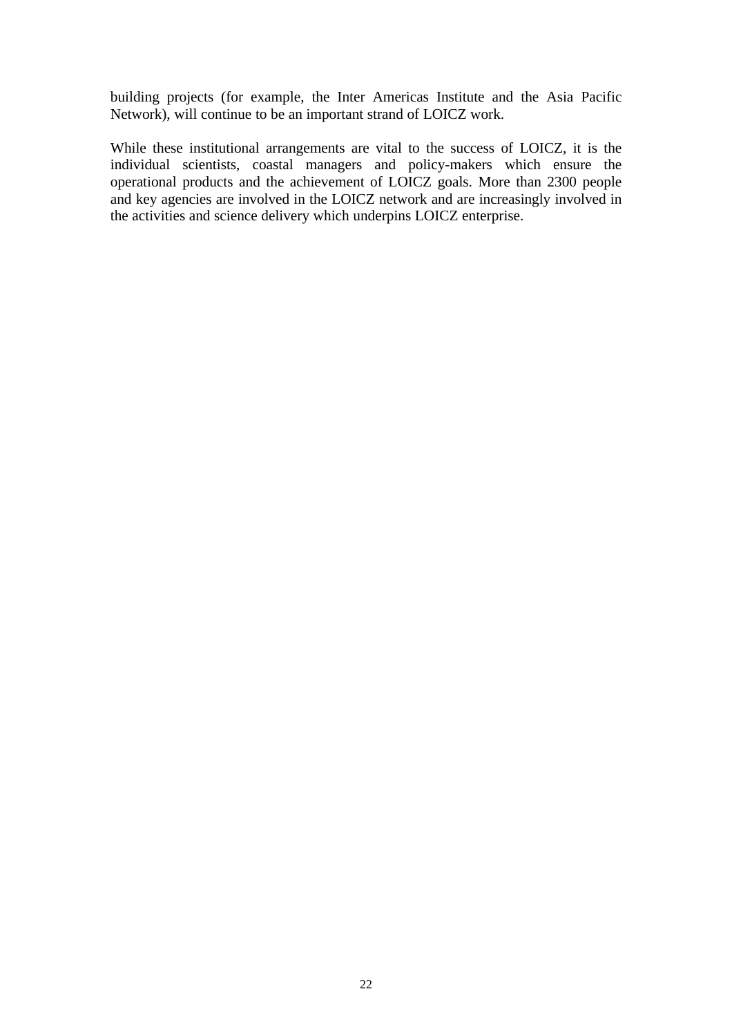building projects (for example, the Inter Americas Institute and the Asia Pacific Network), will continue to be an important strand of LOICZ work.

While these institutional arrangements are vital to the success of LOICZ, it is the individual scientists, coastal managers and policy-makers which ensure the operational products and the achievement of LOICZ goals. More than 2300 people and key agencies are involved in the LOICZ network and are increasingly involved in the activities and science delivery which underpins LOICZ enterprise.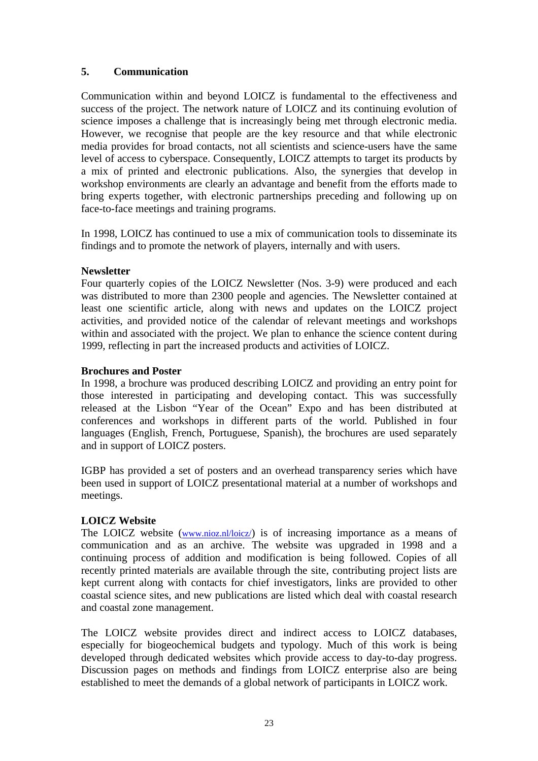## 5. Communication

Communication within and beyond LOICZ is fundamental to the effectiveness and success of the project. The network nature of LOICZ and its continuing evolution of science imposes a challenge that is increasingly being met through electronic media. However, we recognise that people are the key resource and that while electronic media provides for broad contacts, not all scientists and science-users have the same level of access to cyberspace. Consequently, LOICZ attempts to target its products by a mix of printed and electronic publications. Also, the synergies that develop in workshop environments are clearly an advantage and benefit from the efforts made to bring experts together, with electronic partnerships preceding and following up on face-to-face meetings and training programs.

In 1998, LOICZ has continued to use a mix of communication tools to disseminate its findings and to promote the network of players, internally and with users.

**Newsletter**

Four quarterly copies of the LOICZ Newsletter (Nos. 3-9) were produced and each was distributed to more than 2300 people and agencies. The Newsletter contained at least one scientific article, along with news and updates on the LOICZ project activities, and provided notice of the calendar of relevant meetings and workshops within and associated with the project. We plan to enhance the science content during 1999, reflecting in part the increased products and activities of LOICZ.

**Brochures and Poster**

In 1998, a brochure was produced describing LOICZ and providing an entry point for those interested in participating and developing contact. This was successfully released at the Lisbon "Year of the Ocean" Expo and has been distributed at conferences and workshops in different parts of the world. Published in four languages (English, French, Portuguese, Spanish), the brochures are used separately and in support of LOICZ posters.

IGBP has provided a set of posters and an overhead transparency series which have been used in support of LOICZ presentational material at a number of workshops and meetings.

**LOICZ Website**

The LOICZ website (www.nioz.nl/loicz/) is of increasing importance as a means of communication and as an archive. The website was upgraded in 1998 and a continuing process of addition and modification is being followed. Copies of all recently printed materials are available through the site, contributing project lists are kept current along with contacts for chief investigators, links are provided to other coastal science sites, and new publications are listed which deal with coastal research and coastal zone management.

The LOICZ website provides direct and indirect access to LOICZ databases, especially for biogeochemical budgets and typology. Much of this work is being developed through dedicated websites which provide access to day-to-day progress. Discussion pages on methods and findings from LOICZ enterprise also are being established to meet the demands of a global network of participants in LOICZ work.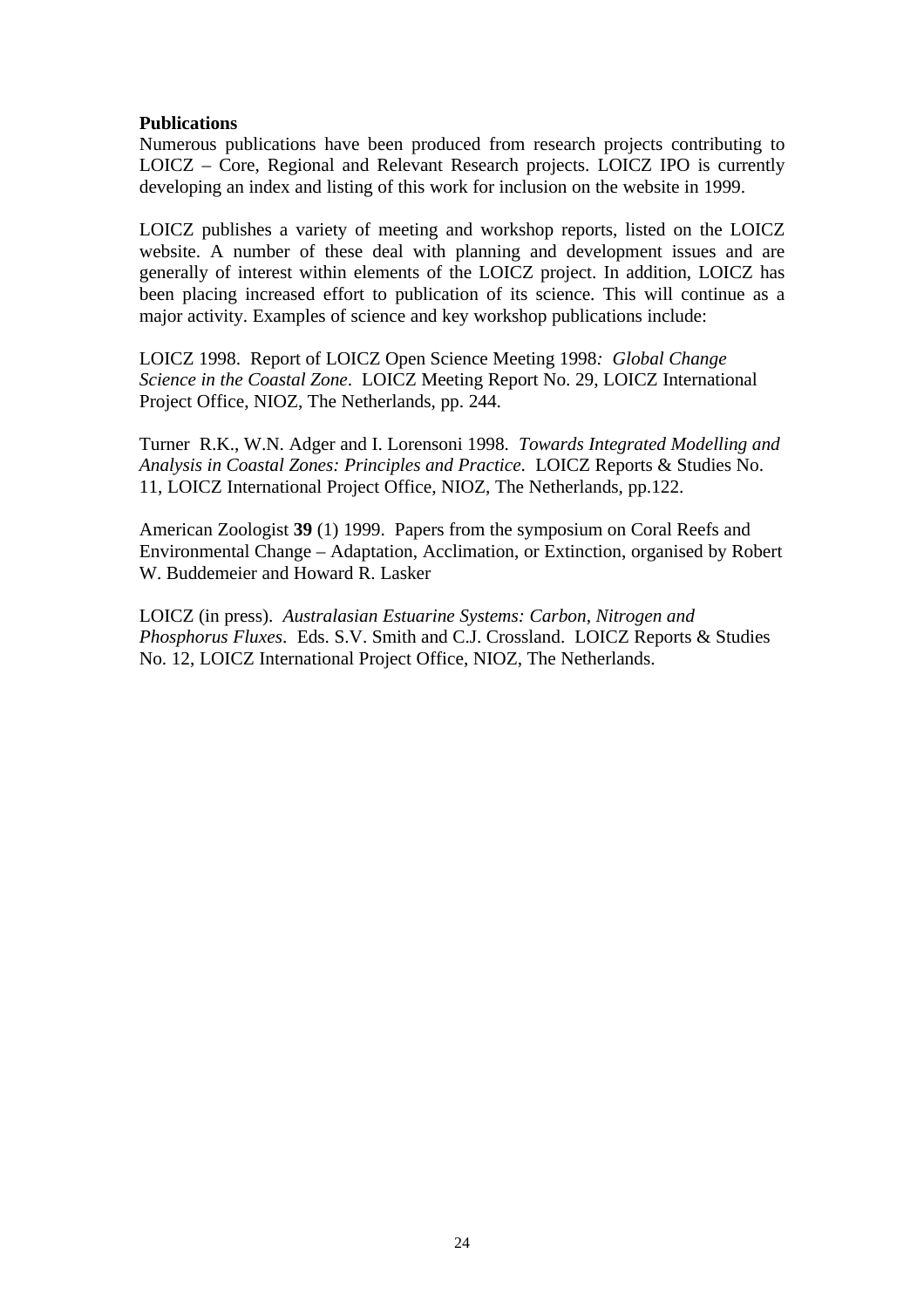**Publications**

Numerous publications have been produced from research projects contributing to LOICZ – Core, Regional and Relevant Research projects. LOICZ IPO is currently developing an index and listing of this work for inclusion on the website in 1999.

LOICZ publishes a variety of meeting and workshop reports, listed on the LOICZ website. A number of these deal with planning and development issues and are generally of interest within elements of the LOICZ project. In addition, LOICZ has been placing increased effort to publication of its science. This will continue as a major activity. Examples of science and key workshop publications include:

LOICZ 1998. Report of LOICZ Open Science Meeting 1998*: Global Change Science in the Coastal Zone*. LOICZ Meeting Report No. 29, LOICZ International Project Office, NIOZ, The Netherlands, pp. 244.

Turner R.K., W.N. Adger and I. Lorensoni 1998. *Towards Integrated Modelling and Analysis in Coastal Zones: Principles and Practice*. LOICZ Reports & Studies No. 11, LOICZ International Project Office, NIOZ, The Netherlands, pp.122.

American Zoologist **39** (1) 1999. Papers from the symposium on Coral Reefs and Environmental Change – Adaptation, Acclimation, or Extinction, organised by Robert W. Buddemeier and Howard R. Lasker

LOICZ (in press). *Australasian Estuarine Systems: Carbon, Nitrogen and Phosphorus Fluxes*. Eds. S.V. Smith and C.J. Crossland. LOICZ Reports & Studies No. 12, LOICZ International Project Office, NIOZ, The Netherlands.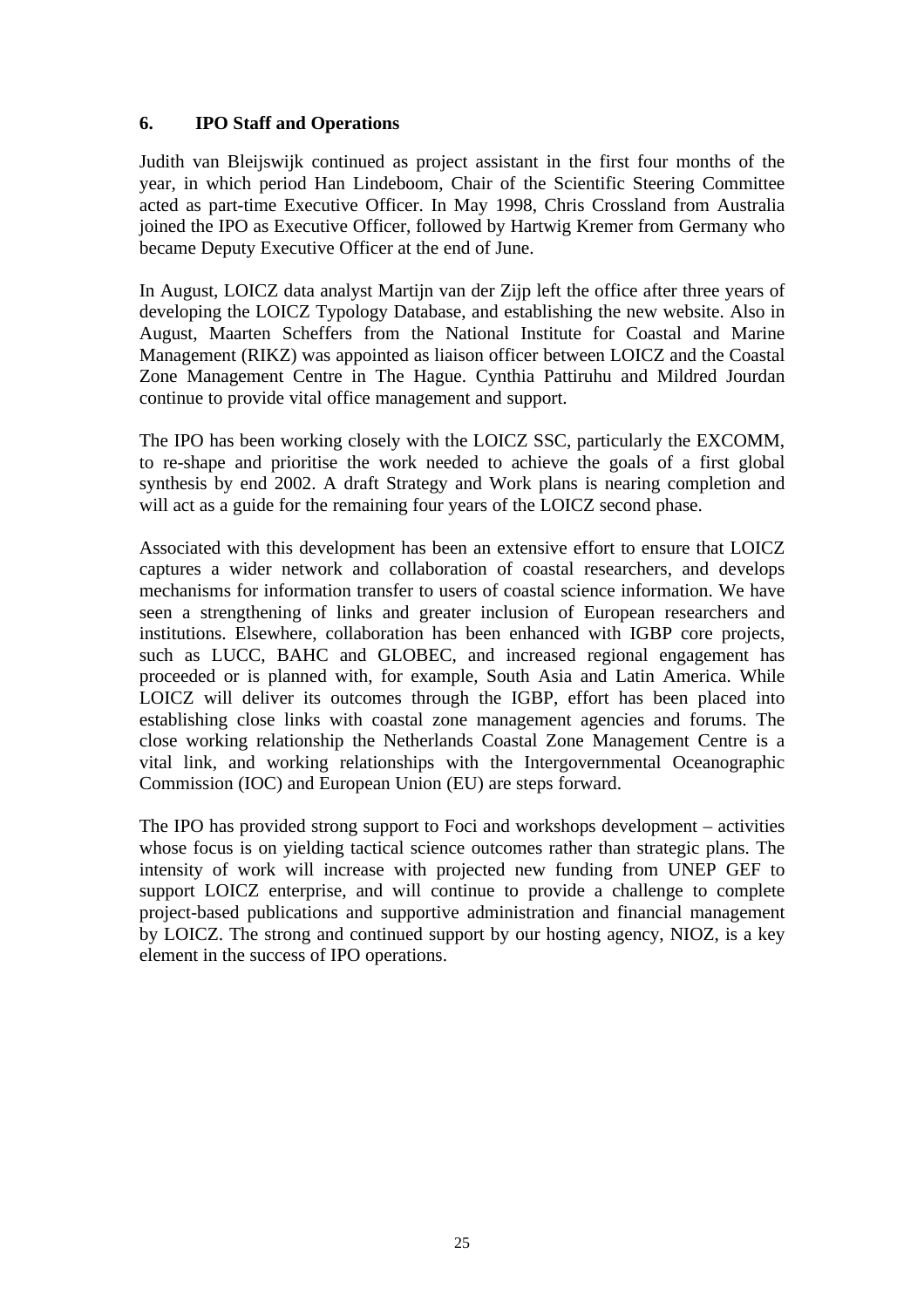## 6. IPO Staff and Operations

Judith van Bleijswijk continued as project assistant in the first four months of the year, in which period Han Lindeboom, Chair of the Scientific Steering Committee acted as part-time Executive Officer. In May 1998, Chris Crossland from Australia joined the IPO as Executive Officer, followed by Hartwig Kremer from Germany who became Deputy Executive Officer at the end of June.

In August, LOICZ data analyst Martijn van der Zijp left the office after three years of developing the LOICZ Typology Database, and establishing the new website. Also in August, Maarten Scheffers from the National Institute for Coastal and Marine Management (RIKZ) was appointed as liaison officer between LOICZ and the Coastal Zone Management Centre in The Hague. Cynthia Pattiruhu and Mildred Jourdan continue to provide vital office management and support.

The IPO has been working closely with the LOICZ SSC, particularly the EXCOMM, to re-shape and prioritise the work needed to achieve the goals of a first global synthesis by end 2002. A draft Strategy and Work plans is nearing completion and will act as a guide for the remaining four years of the LOICZ second phase.

Associated with this development has been an extensive effort to ensure that LOICZ captures a wider network and collaboration of coastal researchers, and develops mechanisms for information transfer to users of coastal science information. We have seen a strengthening of links and greater inclusion of European researchers and institutions. Elsewhere, collaboration has been enhanced with IGBP core projects, such as LUCC, BAHC and GLOBEC, and increased regional engagement has proceeded or is planned with, for example, South Asia and Latin America. While LOICZ will deliver its outcomes through the IGBP, effort has been placed into establishing close links with coastal zone management agencies and forums. The close working relationship the Netherlands Coastal Zone Management Centre is a vital link, and working relationships with the Intergovernmental Oceanographic Commission (IOC) and European Union (EU) are steps forward.

The IPO has provided strong support to Foci and workshops development – activities whose focus is on yielding tactical science outcomes rather than strategic plans. The intensity of work will increase with projected new funding from UNEP GEF to support LOICZ enterprise, and will continue to provide a challenge to complete project-based publications and supportive administration and financial management by LOICZ. The strong and continued support by our hosting agency, NIOZ, is a key element in the success of IPO operations.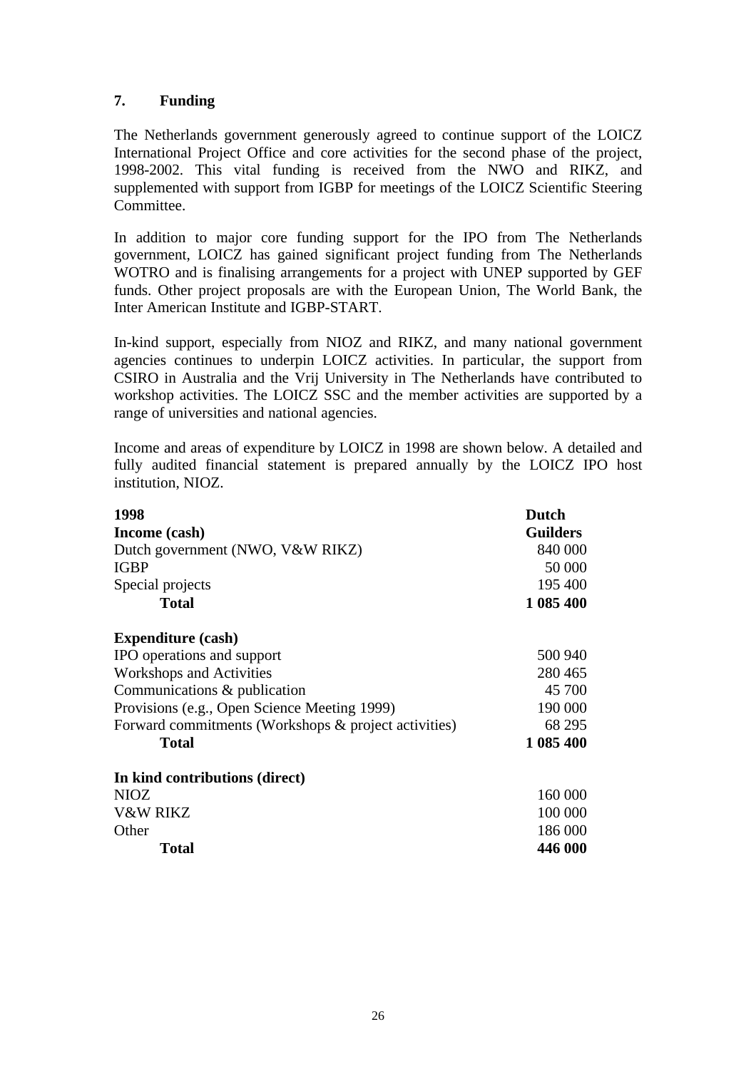## 7. Funding

The Netherlands government generously agreed to continue support of the LOICZ International Project Office and core activities for the second phase of the project, 1998-2002. This vital funding is received from the NWO and RIKZ, and supplemented with support from IGBP for meetings of the LOICZ Scientific Steering Committee.

In addition to major core funding support for the IPO from The Netherlands government, LOICZ has gained significant project funding from The Netherlands WOTRO and is finalising arrangements for a project with UNEP supported by GEF funds. Other project proposals are with the European Union, The World Bank, the Inter American Institute and IGBP-START.

In-kind support, especially from NIOZ and RIKZ, and many national government agencies continues to underpin LOICZ activities. In particular, the support from CSIRO in Australia and the Vrij University in The Netherlands have contributed to workshop activities. The LOICZ SSC and the member activities are supported by a range of universities and national agencies.

Income and areas of expenditure by LOICZ in 1998 are shown below. A detailed and fully audited financial statement is prepared annually by the LOICZ IPO host institution, NIOZ.

| **1998** | **Dutch Guilders** |
|---|---|
| **Income (cash)** | |
| Dutch government (NWO, V&W RIKZ) | 840 000 |
| IGBP | 50 000 |
| Special projects | 195 400 |
| **Total** | **1 085 400** |
| **Expenditure (cash)** | |
| IPO operations and support | 500 940 |
| Workshops and Activities | 280 465 |
| Communications & publication | 45 700 |
| Provisions (e.g., Open Science Meeting 1999) | 190 000 |
| Forward commitments (Workshops & project activities) | 68 295 |
| **Total** | **1 085 400** |
| **In kind contributions (direct)** | |
| NIOZ | 160 000 |
| V&W RIKZ | 100 000 |
| Other | 186 000 |
| **Total** | **446 000** |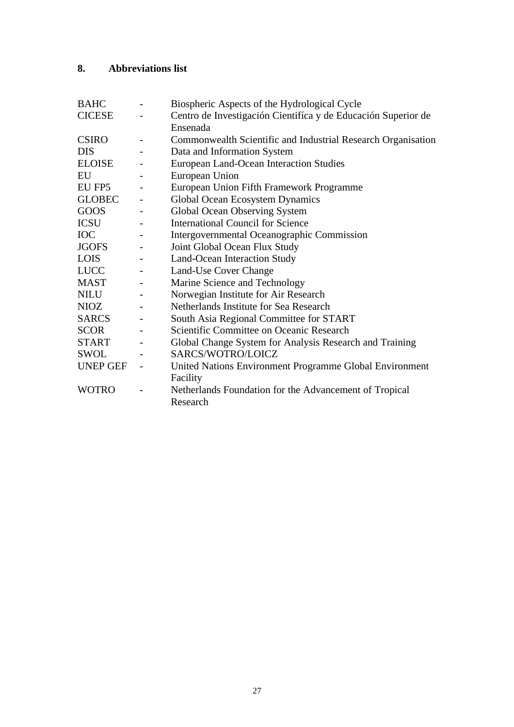## 8. Abbreviations list

| | | |
|---|---|---|
| BAHC | - | Biospheric Aspects of the Hydrological Cycle |
| CICESE | - | Centro de Investigación Cientifíca y de Educación Superior de Ensenada |
| CSIRO | - | Commonwealth Scientific and Industrial Research Organisation |
| DIS | - | Data and Information System |
| ELOISE | - | European Land-Ocean Interaction Studies |
| EU | - | European Union |
| EU FP5 | - | European Union Fifth Framework Programme |
| GLOBEC | - | Global Ocean Ecosystem Dynamics |
| GOOS | - | Global Ocean Observing System |
| ICSU | - | International Council for Science |
| IOC | - | Intergovernmental Oceanographic Commission |
| JGOFS | - | Joint Global Ocean Flux Study |
| LOIS | - | Land-Ocean Interaction Study |
| LUCC | - | Land-Use Cover Change |
| MAST | - | Marine Science and Technology |
| NILU | - | Norwegian Institute for Air Research |
| NIOZ | - | Netherlands Institute for Sea Research |
| SARCS | - | South Asia Regional Committee for START |
| SCOR | - | Scientific Committee on Oceanic Research |
| START | - | Global Change System for Analysis Research and Training |
| SWOL | - | SARCS/WOTRO/LOICZ |
| UNEP GEF | - | United Nations Environment Programme Global Environment Facility |
| WOTRO | - | Netherlands Foundation for the Advancement of Tropical Research |